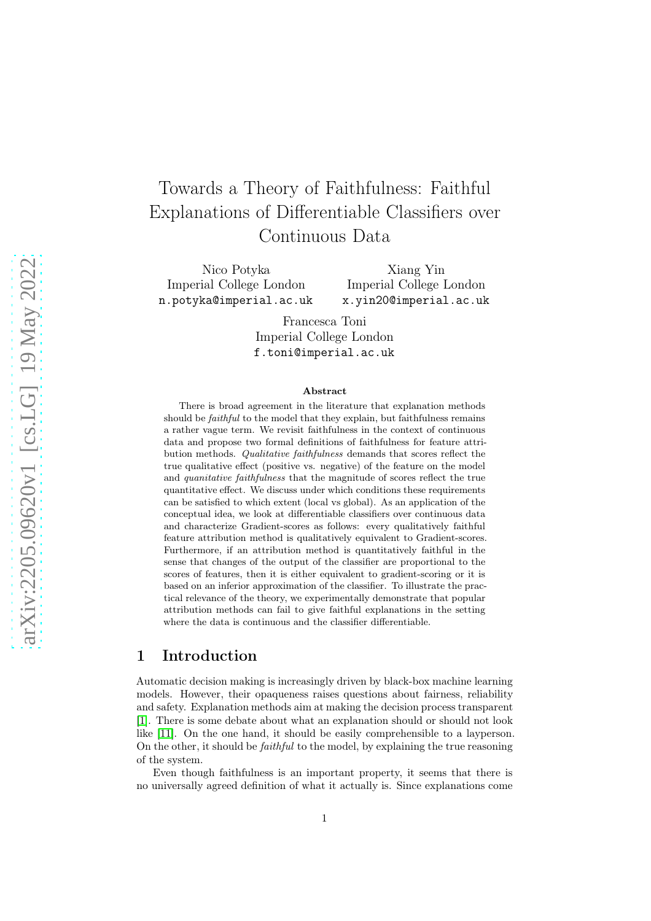# Towards a Theory of Faithfulness: Faithful Explanations of Differentiable Classifiers over Continuous Data

Nico Potyka
Imperial College London
n.potyka@imperial.ac.uk

Xiang Yin
Imperial College London
x.yin20@imperial.ac.uk

Francesca Toni
Imperial College London
f.toni@imperial.ac.uk

## Abstract

There is broad agreement in the literature that explanation methods should be *faithful* to the model that they explain, but faithfulness remains a rather vague term. We revisit faithfulness in the context of continuous data and propose two formal definitions of faithfulness for feature attribution methods. *Qualitative faithfulness* demands that scores reflect the true qualitative effect (positive vs. negative) of the feature on the model and *quanitative faithfulness* that the magnitude of scores reflect the true quantitative effect. We discuss under which conditions these requirements can be satisfied to which extent (local vs global). As an application of the conceptual idea, we look at differentiable classifiers over continuous data and characterize Gradient-scores as follows: every qualitatively faithful feature attribution method is qualitatively equivalent to Gradient-scores. Furthermore, if an attribution method is quantitatively faithful in the sense that changes of the output of the classifier are proportional to the scores of features, then it is either equivalent to gradient-scoring or it is based on an inferior approximation of the classifier. To illustrate the practical relevance of the theory, we experimentally demonstrate that popular attribution methods can fail to give faithful explanations in the setting where the data is continuous and the classifier differentiable.

## 1 Introduction

Automatic decision making is increasingly driven by black-box machine learning models. However, their opaqueness raises questions about fairness, reliability and safety. Explanation methods aim at making the decision process transparent [1]. There is some debate about what an explanation should or should not look like [11]. On the one hand, it should be easily comprehensible to a layperson. On the other, it should be *faithful* to the model, by explaining the true reasoning of the system.

Even though faithfulness is an important property, it seems that there is no universally agreed definition of what it actually is. Since explanations come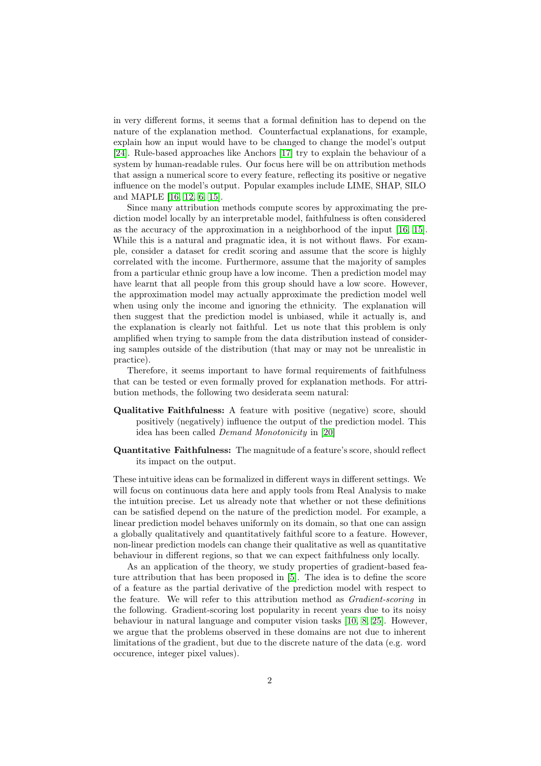in very different forms, it seems that a formal definition has to depend on the nature of the explanation method. Counterfactual explanations, for example, explain how an input would have to be changed to change the model's output [24]. Rule-based approaches like Anchors [17] try to explain the behaviour of a system by human-readable rules. Our focus here will be on attribution methods that assign a numerical score to every feature, reflecting its positive or negative influence on the model's output. Popular examples include LIME, SHAP, SILO and MAPLE [16, 12, 6, 15].

Since many attribution methods compute scores by approximating the prediction model locally by an interpretable model, faithfulness is often considered as the accuracy of the approximation in a neighborhood of the input [16, 15]. While this is a natural and pragmatic idea, it is not without flaws. For example, consider a dataset for credit scoring and assume that the score is highly correlated with the income. Furthermore, assume that the majority of samples from a particular ethnic group have a low income. Then a prediction model may have learnt that all people from this group should have a low score. However, the approximation model may actually approximate the prediction model well when using only the income and ignoring the ethnicity. The explanation will then suggest that the prediction model is unbiased, while it actually is, and the explanation is clearly not faithful. Let us note that this problem is only amplified when trying to sample from the data distribution instead of considering samples outside of the distribution (that may or may not be unrealistic in practice).

Therefore, it seems important to have formal requirements of faithfulness that can be tested or even formally proved for explanation methods. For attribution methods, the following two desiderata seem natural:

**Qualitative Faithfulness:** A feature with positive (negative) score, should positively (negatively) influence the output of the prediction model. This idea has been called *Demand Monotonicity* in [20]

**Quantitative Faithfulness:** The magnitude of a feature's score, should reflect its impact on the output.

These intuitive ideas can be formalized in different ways in different settings. We will focus on continuous data here and apply tools from Real Analysis to make the intuition precise. Let us already note that whether or not these definitions can be satisfied depend on the nature of the prediction model. For example, a linear prediction model behaves uniformly on its domain, so that one can assign a globally qualitatively and quantitatively faithful score to a feature. However, non-linear prediction models can change their qualitative as well as quantitative behaviour in different regions, so that we can expect faithfulness only locally.

As an application of the theory, we study properties of gradient-based feature attribution that has been proposed in [5]. The idea is to define the score of a feature as the partial derivative of the prediction model with respect to the feature. We will refer to this attribution method as *Gradient-scoring* in the following. Gradient-scoring lost popularity in recent years due to its noisy behaviour in natural language and computer vision tasks [10, 8, 25]. However, we argue that the problems observed in these domains are not due to inherent limitations of the gradient, but due to the discrete nature of the data (e.g. word occurence, integer pixel values).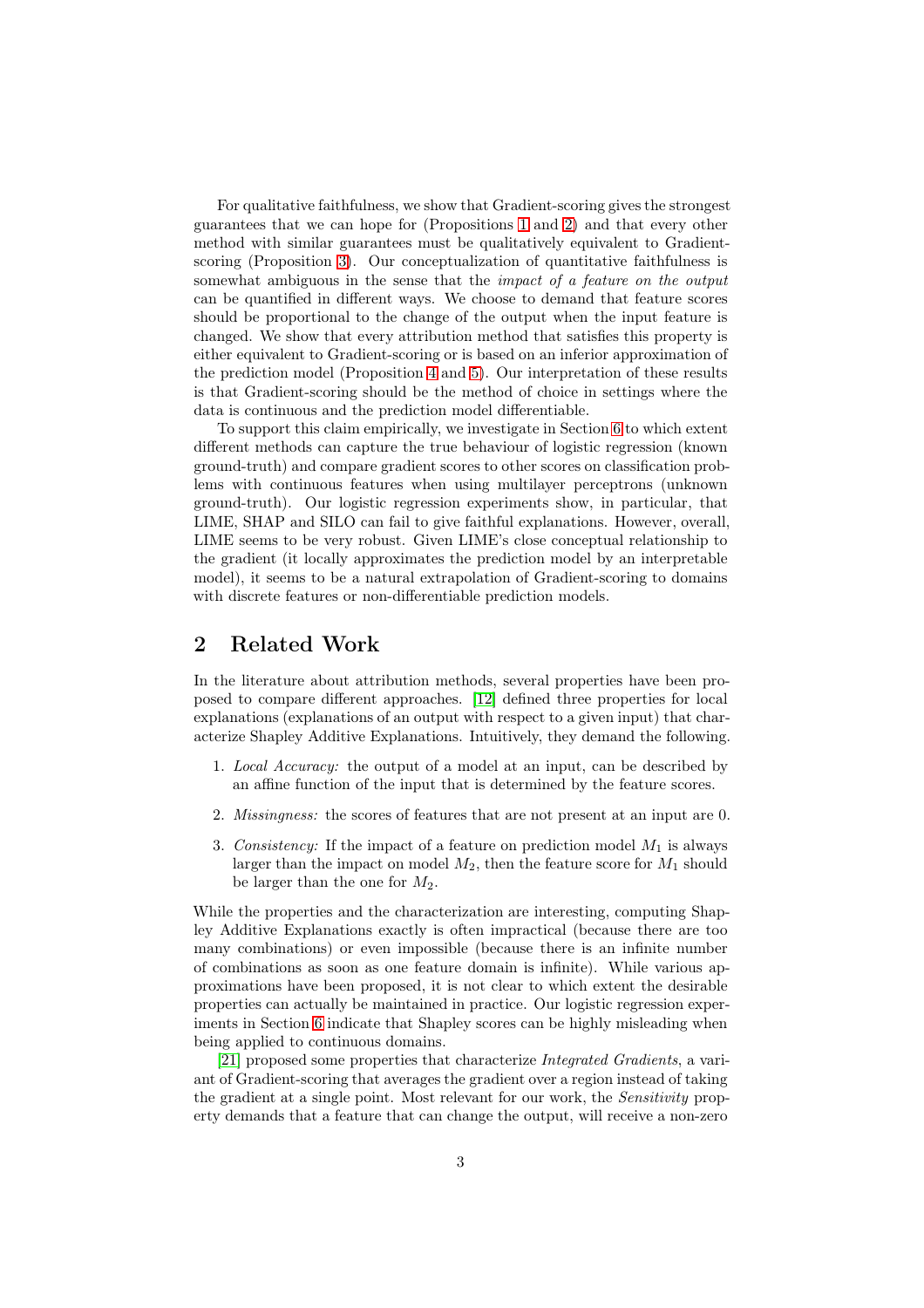For qualitative faithfulness, we show that Gradient-scoring gives the strongest guarantees that we can hope for (Propositions 1 and 2) and that every other method with similar guarantees must be qualitatively equivalent to Gradient-scoring (Proposition 3). Our conceptualization of quantitative faithfulness is somewhat ambiguous in the sense that the *impact of a feature on the output* can be quantified in different ways. We choose to demand that feature scores should be proportional to the change of the output when the input feature is changed. We show that every attribution method that satisfies this property is either equivalent to Gradient-scoring or is based on an inferior approximation of the prediction model (Proposition 4 and 5). Our interpretation of these results is that Gradient-scoring should be the method of choice in settings where the data is continuous and the prediction model differentiable.

To support this claim empirically, we investigate in Section 6 to which extent different methods can capture the true behaviour of logistic regression (known ground-truth) and compare gradient scores to other scores on classification problems with continuous features when using multilayer perceptrons (unknown ground-truth). Our logistic regression experiments show, in particular, that LIME, SHAP and SILO can fail to give faithful explanations. However, overall, LIME seems to be very robust. Given LIME's close conceptual relationship to the gradient (it locally approximates the prediction model by an interpretable model), it seems to be a natural extrapolation of Gradient-scoring to domains with discrete features or non-differentiable prediction models.

## 2 Related Work

In the literature about attribution methods, several properties have been proposed to compare different approaches. [12] defined three properties for local explanations (explanations of an output with respect to a given input) that characterize Shapley Additive Explanations. Intuitively, they demand the following.

1. *Local Accuracy:* the output of a model at an input, can be described by an affine function of the input that is determined by the feature scores.
2. *Missingness:* the scores of features that are not present at an input are 0.
3. *Consistency:* If the impact of a feature on prediction model $M_1$ is always larger than the impact on model $M_2$, then the feature score for $M_1$ should be larger than the one for $M_2$.

While the properties and the characterization are interesting, computing Shapley Additive Explanations exactly is often impractical (because there are too many combinations) or even impossible (because there is an infinite number of combinations as soon as one feature domain is infinite). While various approximations have been proposed, it is not clear to which extent the desirable properties can actually be maintained in practice. Our logistic regression experiments in Section 6 indicate that Shapley scores can be highly misleading when being applied to continuous domains.

[21] proposed some properties that characterize *Integrated Gradients*, a variant of Gradient-scoring that averages the gradient over a region instead of taking the gradient at a single point. Most relevant for our work, the *Sensitivity* property demands that a feature that can change the output, will receive a non-zero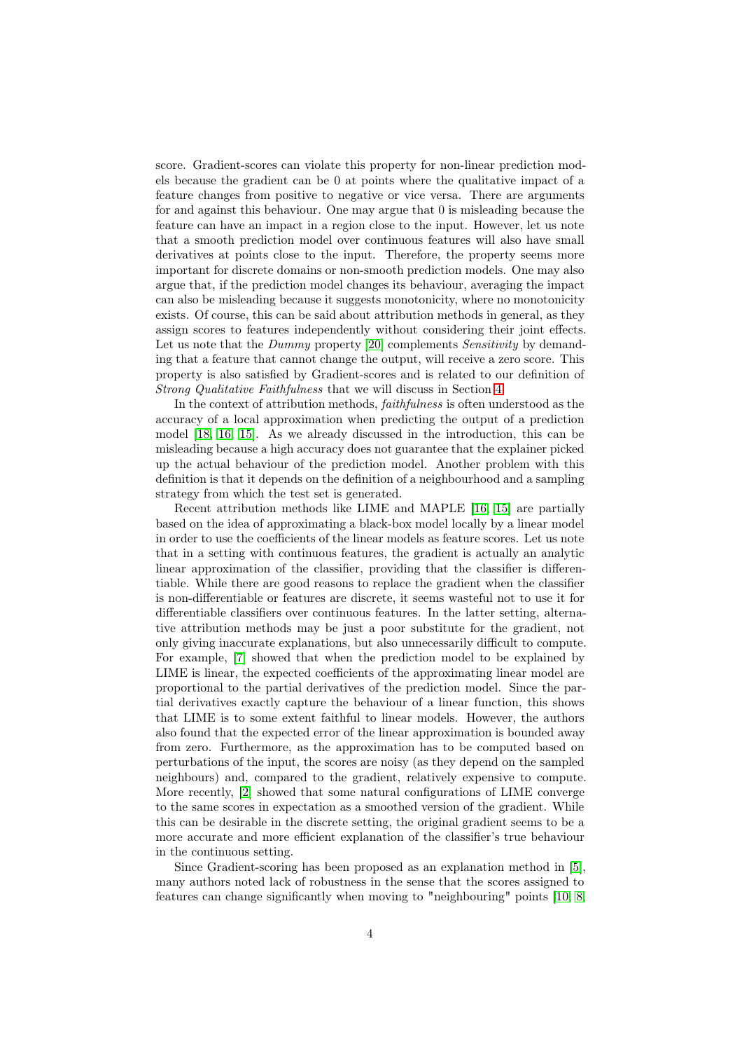score. Gradient-scores can violate this property for non-linear prediction models because the gradient can be 0 at points where the qualitative impact of a feature changes from positive to negative or vice versa. There are arguments for and against this behaviour. One may argue that 0 is misleading because the feature can have an impact in a region close to the input. However, let us note that a smooth prediction model over continuous features will also have small derivatives at points close to the input. Therefore, the property seems more important for discrete domains or non-smooth prediction models. One may also argue that, if the prediction model changes its behaviour, averaging the impact can also be misleading because it suggests monotonicity, where no monotonicity exists. Of course, this can be said about attribution methods in general, as they assign scores to features independently without considering their joint effects. Let us note that the *Dummy* property [20] complements *Sensitivity* by demanding that a feature that cannot change the output, will receive a zero score. This property is also satisfied by Gradient-scores and is related to our definition of *Strong Qualitative Faithfulness* that we will discuss in Section 4.

In the context of attribution methods, *faithfulness* is often understood as the accuracy of a local approximation when predicting the output of a prediction model [18, 16, 15]. As we already discussed in the introduction, this can be misleading because a high accuracy does not guarantee that the explainer picked up the actual behaviour of the prediction model. Another problem with this definition is that it depends on the definition of a neighbourhood and a sampling strategy from which the test set is generated.

Recent attribution methods like LIME and MAPLE [16, 15] are partially based on the idea of approximating a black-box model locally by a linear model in order to use the coefficients of the linear models as feature scores. Let us note that in a setting with continuous features, the gradient is actually an analytic linear approximation of the classifier, providing that the classifier is differentiable. While there are good reasons to replace the gradient when the classifier is non-differentiable or features are discrete, it seems wasteful not to use it for differentiable classifiers over continuous features. In the latter setting, alternative attribution methods may be just a poor substitute for the gradient, not only giving inaccurate explanations, but also unnecessarily difficult to compute. For example, [7] showed that when the prediction model to be explained by LIME is linear, the expected coefficients of the approximating linear model are proportional to the partial derivatives of the prediction model. Since the partial derivatives exactly capture the behaviour of a linear function, this shows that LIME is to some extent faithful to linear models. However, the authors also found that the expected error of the linear approximation is bounded away from zero. Furthermore, as the approximation has to be computed based on perturbations of the input, the scores are noisy (as they depend on the sampled neighbours) and, compared to the gradient, relatively expensive to compute. More recently, [2] showed that some natural configurations of LIME converge to the same scores in expectation as a smoothed version of the gradient. While this can be desirable in the discrete setting, the original gradient seems to be a more accurate and more efficient explanation of the classifier's true behaviour in the continuous setting.

Since Gradient-scoring has been proposed as an explanation method in [5], many authors noted lack of robustness in the sense that the scores assigned to features can change significantly when moving to "neighbouring" points [10, 8]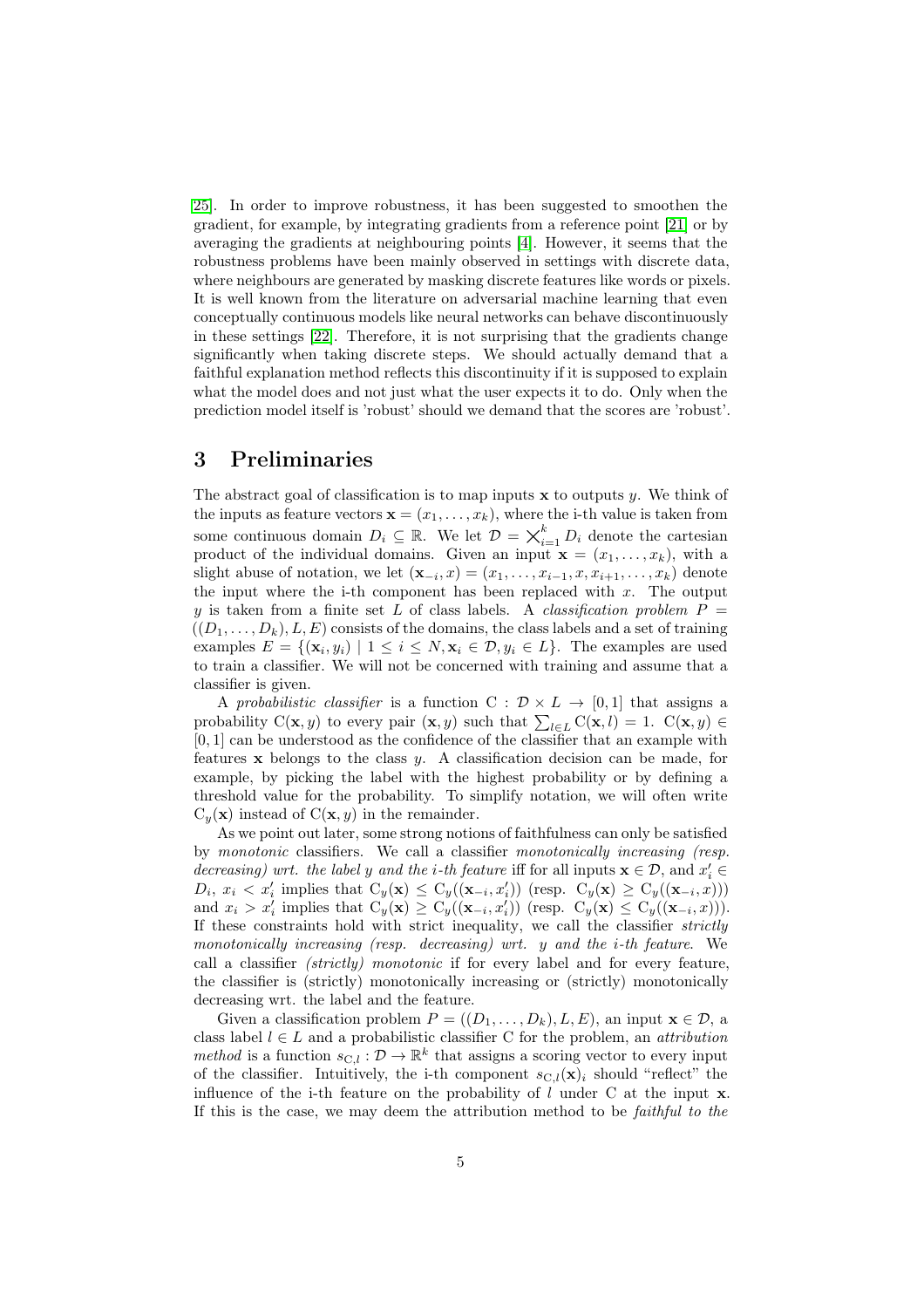[25]. In order to improve robustness, it has been suggested to smoothen the gradient, for example, by integrating gradients from a reference point [21] or by averaging the gradients at neighbouring points [4]. However, it seems that the robustness problems have been mainly observed in settings with discrete data, where neighbours are generated by masking discrete features like words or pixels. It is well known from the literature on adversarial machine learning that even conceptually continuous models like neural networks can behave discontinuously in these settings [22]. Therefore, it is not surprising that the gradients change significantly when taking discrete steps. We should actually demand that a faithful explanation method reflects this discontinuity if it is supposed to explain what the model does and not just what the user expects it to do. Only when the prediction model itself is 'robust' should we demand that the scores are 'robust'.

# 3 Preliminaries

The abstract goal of classification is to map inputs $\mathbf{x}$ to outputs $y$. We think of the inputs as feature vectors $\mathbf{x} = (x_1, \dots, x_k)$, where the i-th value is taken from some continuous domain $D_i \subseteq \mathbb{R}$. We let $\mathcal{D} = \bigtimes_{i=1}^{k} D_i$ denote the cartesian product of the individual domains. Given an input $\mathbf{x} = (x_1, \dots, x_k)$, with a slight abuse of notation, we let $(\mathbf{x}_{-i}, x) = (x_1, \dots, x_{i-1}, x, x_{i+1}, \dots, x_k)$ denote the input where the i-th component has been replaced with $x$. The output $y$ is taken from a finite set $L$ of class labels. A *classification problem* $P = ((D_1, \dots, D_k), L, E)$ consists of the domains, the class labels and a set of training examples $E = \{(\mathbf{x}_i, y_i) \mid 1 \leq i \leq N, \mathbf{x}_i \in \mathcal{D}, y_i \in L\}$. The examples are used to train a classifier. We will not be concerned with training and assume that a classifier is given.

A *probabilistic classifier* is a function $\mathrm{C} : \mathcal{D} \times L \rightarrow [0, 1]$ that assigns a probability $\mathrm{C}(\mathbf{x}, y)$ to every pair $(\mathbf{x}, y)$ such that $\sum_{l \in L} \mathrm{C}(\mathbf{x}, l) = 1$. $\mathrm{C}(\mathbf{x}, y) \in [0, 1]$ can be understood as the confidence of the classifier that an example with features $\mathbf{x}$ belongs to the class $y$. A classification decision can be made, for example, by picking the label with the highest probability or by defining a threshold value for the probability. To simplify notation, we will often write $\mathrm{C}_y(\mathbf{x})$ instead of $\mathrm{C}(\mathbf{x}, y)$ in the remainder.

As we point out later, some strong notions of faithfulness can only be satisfied by *monotonic* classifiers. We call a classifier *monotonically increasing (resp. decreasing) wrt. the label $y$ and the $i$-th feature* iff for all inputs $\mathbf{x} \in \mathcal{D}$, and $x'_i \in D_i$, $x_i < x'_i$ implies that $\mathrm{C}_y(\mathbf{x}) \leq \mathrm{C}_y((\mathbf{x}_{-i}, x'_i))$ (resp. $\mathrm{C}_y(\mathbf{x}) \geq \mathrm{C}_y((\mathbf{x}_{-i}, x))$) and $x_i > x'_i$ implies that $\mathrm{C}_y(\mathbf{x}) \geq \mathrm{C}_y((\mathbf{x}_{-i}, x'_i))$ (resp. $\mathrm{C}_y(\mathbf{x}) \leq \mathrm{C}_y((\mathbf{x}_{-i}, x))$). If these constraints hold with strict inequality, we call the classifier *strictly monotonically increasing (resp. decreasing) wrt. $y$ and the $i$-th feature*. We call a classifier *(strictly) monotonic* if for every label and for every feature, the classifier is (strictly) monotonically increasing or (strictly) monotonically decreasing wrt. the label and the feature.

Given a classification problem $P = ((D_1, \dots, D_k), L, E)$, an input $\mathbf{x} \in \mathcal{D}$, a class label $l \in L$ and a probabilistic classifier C for the problem, an *attribution method* is a function $s_{\mathrm{C},l} : \mathcal{D} \rightarrow \mathbb{R}^k$ that assigns a scoring vector to every input of the classifier. Intuitively, the i-th component $s_{\mathrm{C},l}(\mathbf{x})_i$ should "reflect" the influence of the i-th feature on the probability of $l$ under C at the input $\mathbf{x}$. If this is the case, we may deem the attribution method to be *faithful to the*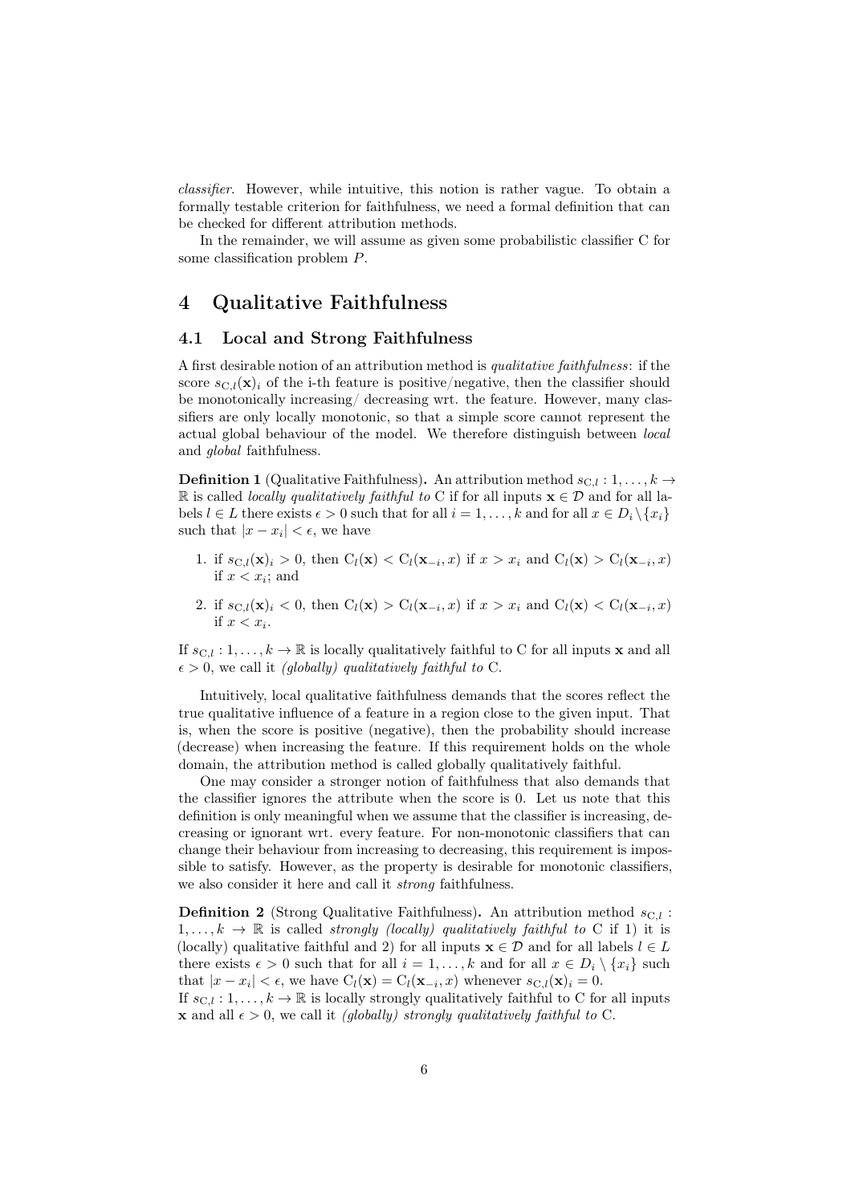*classifier*. However, while intuitive, this notion is rather vague. To obtain a formally testable criterion for faithfulness, we need a formal definition that can be checked for different attribution methods.

In the remainder, we will assume as given some probabilistic classifier C for some classification problem $P$.

# 4 Qualitative Faithfulness

## 4.1 Local and Strong Faithfulness

A first desirable notion of an attribution method is *qualitative faithfulness*: if the score $s_{\mathrm{C},l}(\mathbf{x})_i$ of the i-th feature is positive/negative, then the classifier should be monotonically increasing/ decreasing wrt. the feature. However, many classifiers are only locally monotonic, so that a simple score cannot represent the actual global behaviour of the model. We therefore distinguish between *local* and *global* faithfulness.

**Definition 1** (Qualitative Faithfulness)**.** An attribution method $s_{\mathrm{C},l} : 1, \ldots, k \to \mathbb{R}$ is called *locally qualitatively faithful to* C if for all inputs $\mathbf{x} \in \mathcal{D}$ and for all labels $l \in L$ there exists $\epsilon > 0$ such that for all $i = 1, \ldots, k$ and for all $x \in D_i \setminus \{x_i\}$ such that $|x - x_i| < \epsilon$, we have

1. if $s_{\mathrm{C},l}(\mathbf{x})_i > 0$, then $\mathrm{C}_l(\mathbf{x}) < \mathrm{C}_l(\mathbf{x}_{-i}, x)$ if $x > x_i$ and $\mathrm{C}_l(\mathbf{x}) > \mathrm{C}_l(\mathbf{x}_{-i}, x)$ if $x < x_i$; and
2. if $s_{\mathrm{C},l}(\mathbf{x})_i < 0$, then $\mathrm{C}_l(\mathbf{x}) > \mathrm{C}_l(\mathbf{x}_{-i}, x)$ if $x > x_i$ and $\mathrm{C}_l(\mathbf{x}) < \mathrm{C}_l(\mathbf{x}_{-i}, x)$ if $x < x_i$.

If $s_{\mathrm{C},l} : 1, \ldots, k \to \mathbb{R}$ is locally qualitatively faithful to C for all inputs $\mathbf{x}$ and all $\epsilon > 0$, we call it *(globally) qualitatively faithful to* C.

Intuitively, local qualitative faithfulness demands that the scores reflect the true qualitative influence of a feature in a region close to the given input. That is, when the score is positive (negative), then the probability should increase (decrease) when increasing the feature. If this requirement holds on the whole domain, the attribution method is called globally qualitatively faithful.

One may consider a stronger notion of faithfulness that also demands that the classifier ignores the attribute when the score is 0. Let us note that this definition is only meaningful when we assume that the classifier is increasing, decreasing or ignorant wrt. every feature. For non-monotonic classifiers that can change their behaviour from increasing to decreasing, this requirement is impossible to satisfy. However, as the property is desirable for monotonic classifiers, we also consider it here and call it *strong* faithfulness.

**Definition 2** (Strong Qualitative Faithfulness)**.** An attribution method $s_{\mathrm{C},l} : 1, \ldots, k \to \mathbb{R}$ is called *strongly (locally) qualitatively faithful to* C if 1) it is (locally) qualitative faithful and 2) for all inputs $\mathbf{x} \in \mathcal{D}$ and for all labels $l \in L$ there exists $\epsilon > 0$ such that for all $i = 1, \ldots, k$ and for all $x \in D_i \setminus \{x_i\}$ such that $|x - x_i| < \epsilon$, we have $\mathrm{C}_l(\mathbf{x}) = \mathrm{C}_l(\mathbf{x}_{-i}, x)$ whenever $s_{\mathrm{C},l}(\mathbf{x})_i = 0$.
If $s_{\mathrm{C},l} : 1, \ldots, k \to \mathbb{R}$ is locally strongly qualitatively faithful to C for all inputs $\mathbf{x}$ and all $\epsilon > 0$, we call it *(globally) strongly qualitatively faithful to* C.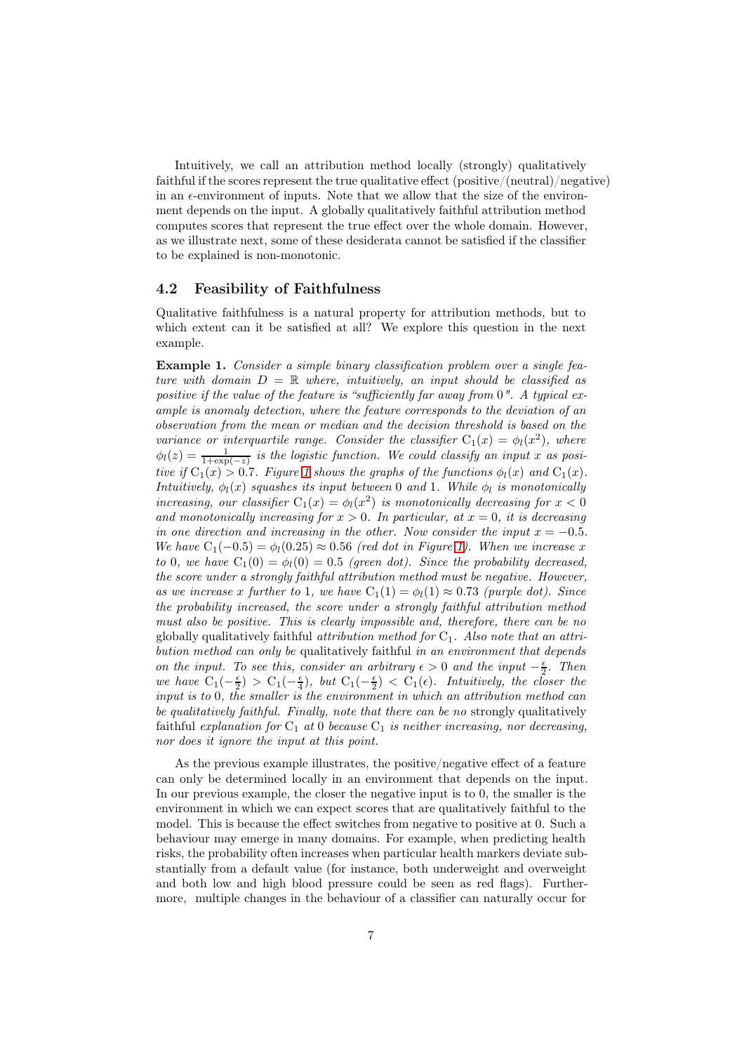Intuitively, we call an attribution method locally (strongly) qualitatively faithful if the scores represent the true qualitative effect (positive/(neutral)/negative) in an $\epsilon$-environment of inputs. Note that we allow that the size of the environment depends on the input. A globally qualitatively faithful attribution method computes scores that represent the true effect over the whole domain. However, as we illustrate next, some of these desiderata cannot be satisfied if the classifier to be explained is non-monotonic.

## 4.2 Feasibility of Faithfulness

Qualitative faithfulness is a natural property for attribution methods, but to which extent can it be satisfied at all? We explore this question in the next example.

**Example 1.** *Consider a simple binary classification problem over a single feature with domain $D = \mathbb{R}$ where, intuitively, an input should be classified as positive if the value of the feature is "sufficiently far away from 0". A typical example is anomaly detection, where the feature corresponds to the deviation of an observation from the mean or median and the decision threshold is based on the variance or interquartile range. Consider the classifier $\mathrm{C}_1(x) = \phi_l(x^2)$, where $\phi_l(z) = \frac{1}{1+\exp(-z)}$ is the logistic function. We could classify an input $x$ as positive if $\mathrm{C}_1(x) > 0.7$. Figure 1 shows the graphs of the functions $\phi_l(x)$ and $\mathrm{C}_1(x)$. Intuitively, $\phi_l(x)$ squashes its input between 0 and 1. While $\phi_l$ is monotonically increasing, our classifier $\mathrm{C}_1(x) = \phi_l(x^2)$ is monotonically decreasing for $x < 0$ and monotonically increasing for $x > 0$. In particular, at $x = 0$, it is decreasing in one direction and increasing in the other. Now consider the input $x = -0.5$. We have $\mathrm{C}_1(-0.5) = \phi_l(0.25) \approx 0.56$ (red dot in Figure 1). When we increase $x$ to 0, we have $\mathrm{C}_1(0) = \phi_l(0) = 0.5$ (green dot). Since the probability decreased, the score under a strongly faithful attribution method must be negative. However, as we increase $x$ further to 1, we have $\mathrm{C}_1(1) = \phi_l(1) \approx 0.73$ (purple dot). Since the probability increased, the score under a strongly faithful attribution method must also be positive. This is clearly impossible and, therefore, there can be no* globally qualitatively faithful *attribution method for $\mathrm{C}_1$. Also note that an attribution method can only be* qualitatively faithful *in an environment that depends on the input. To see this, consider an arbitrary $\epsilon > 0$ and the input $-\frac{\epsilon}{2}$. Then we have $\mathrm{C}_1(-\frac{\epsilon}{2}) > \mathrm{C}_1(-\frac{\epsilon}{4})$, but $\mathrm{C}_1(-\frac{\epsilon}{2}) < \mathrm{C}_1(\epsilon)$. Intuitively, the closer the input is to 0, the smaller is the environment in which an attribution method can be qualitatively faithful. Finally, note that there can be no* strongly qualitatively faithful *explanation for $\mathrm{C}_1$ at 0 because $\mathrm{C}_1$ is neither increasing, nor decreasing, nor does it ignore the input at this point.*

As the previous example illustrates, the positive/negative effect of a feature can only be determined locally in an environment that depends on the input. In our previous example, the closer the negative input is to 0, the smaller is the environment in which we can expect scores that are qualitatively faithful to the model. This is because the effect switches from negative to positive at 0. Such a behaviour may emerge in many domains. For example, when predicting health risks, the probability often increases when particular health markers deviate substantially from a default value (for instance, both underweight and overweight and both low and high blood pressure could be seen as red flags). Furthermore, multiple changes in the behaviour of a classifier can naturally occur for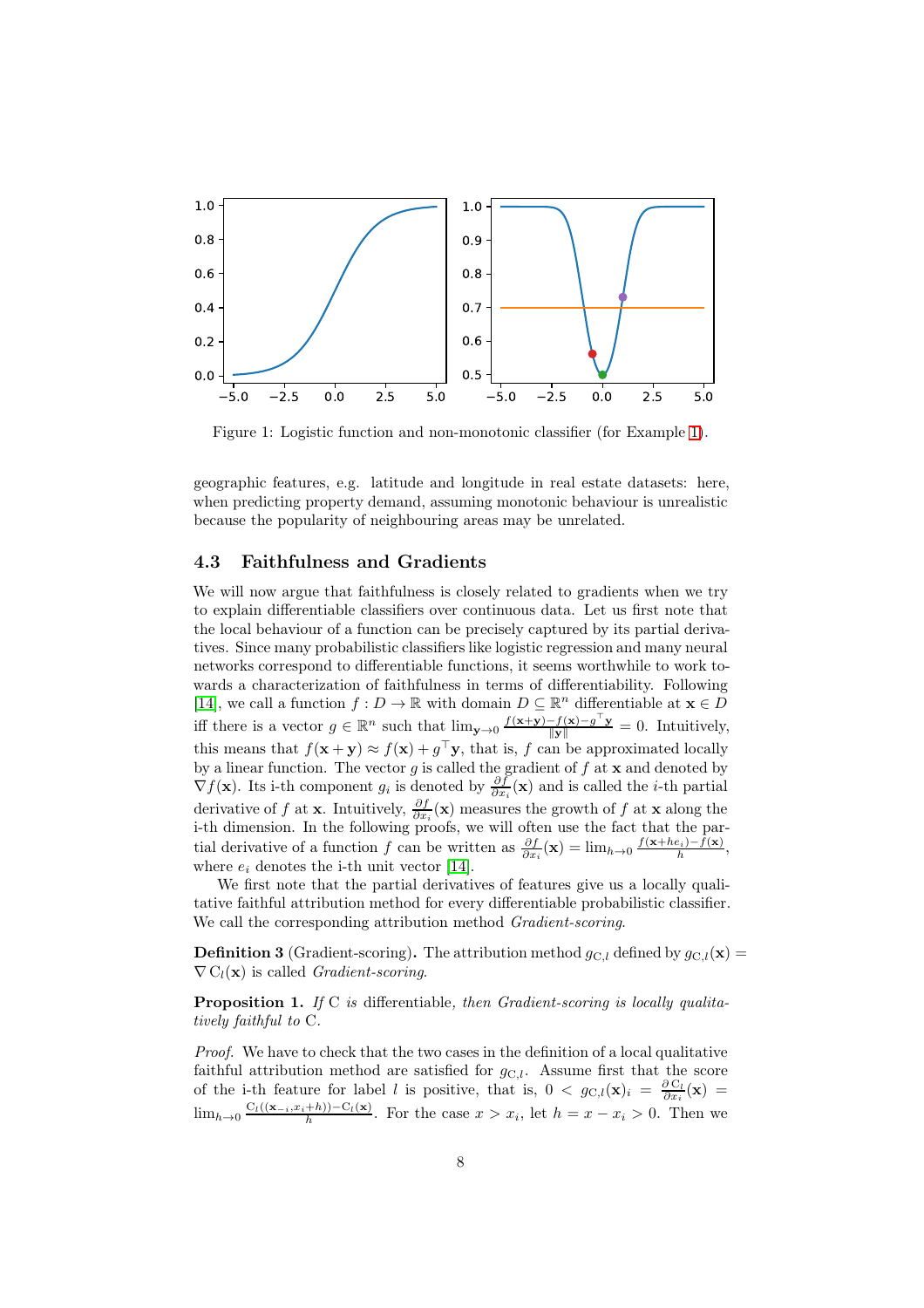Figure 1: Logistic function and non-monotonic classifier (for Example 1).

geographic features, e.g. latitude and longitude in real estate datasets: here, when predicting property demand, assuming monotonic behaviour is unrealistic because the popularity of neighbouring areas may be unrelated.

### 4.3 Faithfulness and Gradients

We will now argue that faithfulness is closely related to gradients when we try to explain differentiable classifiers over continuous data. Let us first note that the local behaviour of a function can be precisely captured by its partial derivatives. Since many probabilistic classifiers like logistic regression and many neural networks correspond to differentiable functions, it seems worthwhile to work towards a characterization of faithfulness in terms of differentiability. Following [14], we call a function $f : D \to \mathbb{R}$ with domain $D \subseteq \mathbb{R}^n$ differentiable at $\mathbf{x} \in D$ iff there is a vector $g \in \mathbb{R}^n$ such that $\lim_{\mathbf{y} \to 0} \frac{f(\mathbf{x}+\mathbf{y}) - f(\mathbf{x}) - g^\top \mathbf{y}}{\|\mathbf{y}\|} = 0$. Intuitively, this means that $f(\mathbf{x} + \mathbf{y}) \approx f(\mathbf{x}) + g^\top \mathbf{y}$, that is, $f$ can be approximated locally by a linear function. The vector $g$ is called the gradient of $f$ at $\mathbf{x}$ and denoted by $\nabla f(\mathbf{x})$. Its i-th component $g_i$ is denoted by $\frac{\partial f}{\partial x_i}(\mathbf{x})$ and is called the $i$-th partial derivative of $f$ at $\mathbf{x}$. Intuitively, $\frac{\partial f}{\partial x_i}(\mathbf{x})$ measures the growth of $f$ at $\mathbf{x}$ along the i-th dimension. In the following proofs, we will often use the fact that the partial derivative of a function $f$ can be written as $\frac{\partial f}{\partial x_i}(\mathbf{x}) = \lim_{h \to 0} \frac{f(\mathbf{x}+h e_i) - f(\mathbf{x})}{h}$, where $e_i$ denotes the i-th unit vector [14].

We first note that the partial derivatives of features give us a locally qualitative faithful attribution method for every differentiable probabilistic classifier. We call the corresponding attribution method *Gradient-scoring*.

**Definition 3** (Gradient-scoring)**.** The attribution method $g_{\mathrm{C},l}$ defined by $g_{\mathrm{C},l}(\mathbf{x}) = \nabla \mathrm{C}_l(\mathbf{x})$ is called *Gradient-scoring*.

**Proposition 1.** *If* C *is* differentiable*, then Gradient-scoring is locally qualitatively faithful to* C*.*

*Proof.* We have to check that the two cases in the definition of a local qualitative faithful attribution method are satisfied for $g_{\mathrm{C},l}$. Assume first that the score of the i-th feature for label $l$ is positive, that is, $0 < g_{\mathrm{C},l}(\mathbf{x})_i = \frac{\partial \mathrm{C}_l}{\partial x_i}(\mathbf{x}) = \lim_{h \to 0} \frac{\mathrm{C}_l((\mathbf{x}_{-i}, x_i + h)) - \mathrm{C}_l(\mathbf{x})}{h}$. For the case $x > x_i$, let $h = x - x_i > 0$. Then we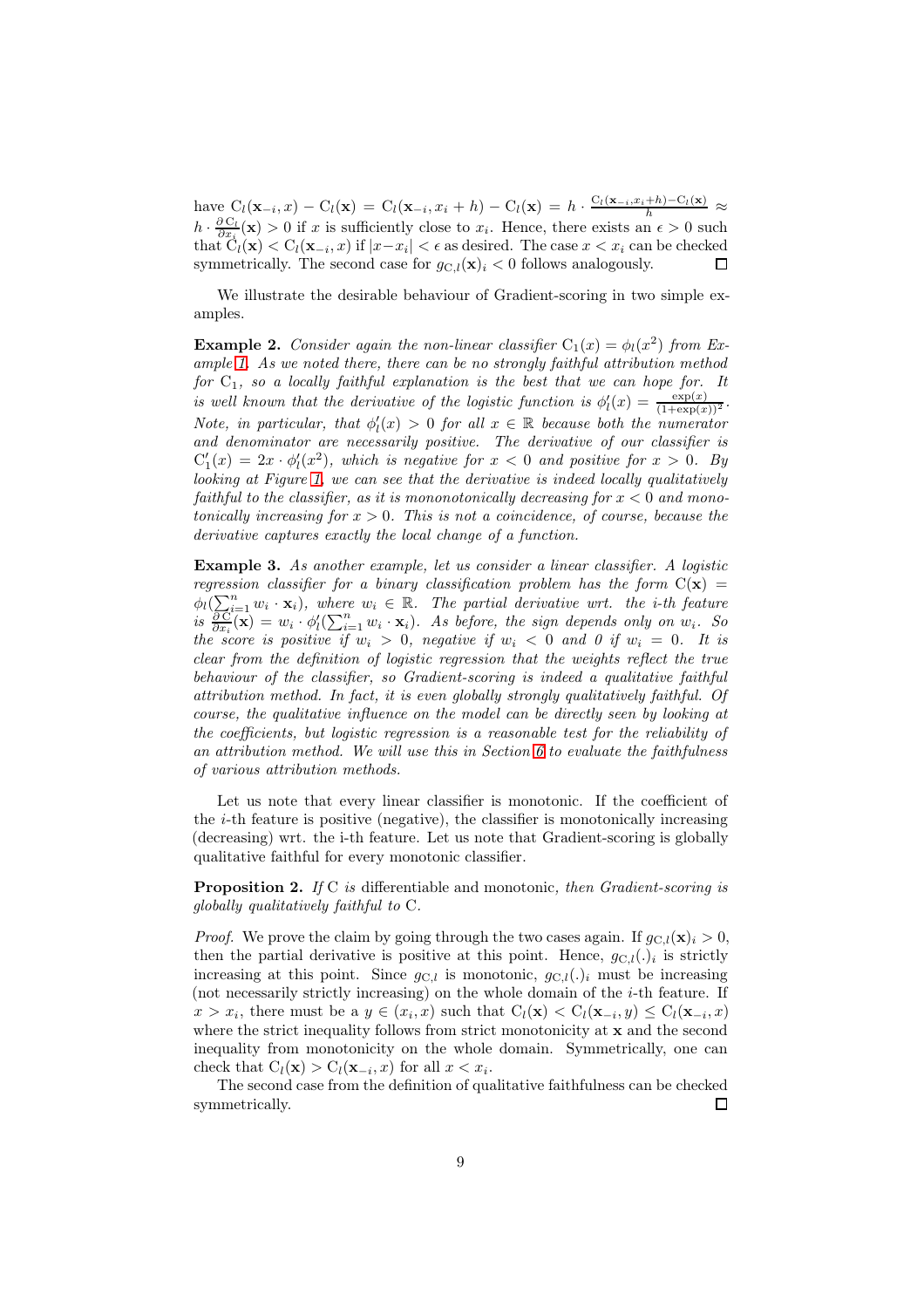have $\mathrm{C}_l(\mathbf{x}_{-i}, x) - \mathrm{C}_l(\mathbf{x}) = \mathrm{C}_l(\mathbf{x}_{-i}, x_i + h) - \mathrm{C}_l(\mathbf{x}) = h \cdot \frac{\mathrm{C}_l(\mathbf{x}_{-i}, x_i+h) - \mathrm{C}_l(\mathbf{x})}{h} \approx h \cdot \frac{\partial \mathrm{C}_l}{\partial x_i}(\mathbf{x}) > 0$ if $x$ is sufficiently close to $x_i$. Hence, there exists an $\epsilon > 0$ such that $\mathrm{C}_l(\mathbf{x}) < \mathrm{C}_l(\mathbf{x}_{-i}, x)$ if $|x - x_i| < \epsilon$ as desired. The case $x < x_i$ can be checked symmetrically. The second case for $g_{\mathrm{C},l}(\mathbf{x})_i < 0$ follows analogously. □

We illustrate the desirable behaviour of Gradient-scoring in two simple examples.

**Example 2.** *Consider again the non-linear classifier $\mathrm{C}_1(x) = \phi_l(x^2)$ from Example 1. As we noted there, there can be no strongly faithful attribution method for $\mathrm{C}_1$, so a locally faithful explanation is the best that we can hope for. It is well known that the derivative of the logistic function is $\phi_l'(x) = \frac{\exp(x)}{(1+\exp(x))^2}$. Note, in particular, that $\phi_l'(x) > 0$ for all $x \in \mathbb{R}$ because both the numerator and denominator are necessarily positive. The derivative of our classifier is $\mathrm{C}_1'(x) = 2x \cdot \phi_l'(x^2)$, which is negative for $x < 0$ and positive for $x > 0$. By looking at Figure 1, we can see that the derivative is indeed locally qualitatively faithful to the classifier, as it is mononotonically decreasing for $x < 0$ and monotonically increasing for $x > 0$. This is not a coincidence, of course, because the derivative captures exactly the local change of a function.*

**Example 3.** *As another example, let us consider a linear classifier. A logistic regression classifier for a binary classification problem has the form $\mathrm{C}(\mathbf{x}) = \phi_l(\sum_{i=1}^n w_i \cdot \mathbf{x}_i)$, where $w_i \in \mathbb{R}$. The partial derivative wrt. the i-th feature is $\frac{\partial \mathrm{C}}{\partial x_i}(\mathbf{x}) = w_i \cdot \phi_l'(\sum_{i=1}^n w_i \cdot \mathbf{x}_i)$. As before, the sign depends only on $w_i$. So the score is positive if $w_i > 0$, negative if $w_i < 0$ and 0 if $w_i = 0$. It is clear from the definition of logistic regression that the weights reflect the true behaviour of the classifier, so Gradient-scoring is indeed a qualitative faithful attribution method. In fact, it is even globally strongly qualitatively faithful. Of course, the qualitative influence on the model can be directly seen by looking at the coefficients, but logistic regression is a reasonable test for the reliability of an attribution method. We will use this in Section 6 to evaluate the faithfulness of various attribution methods.*

Let us note that every linear classifier is monotonic. If the coefficient of the $i$-th feature is positive (negative), the classifier is monotonically increasing (decreasing) wrt. the i-th feature. Let us note that Gradient-scoring is globally qualitative faithful for every monotonic classifier.

**Proposition 2.** *If* C *is* differentiable and monotonic, *then Gradient-scoring is globally qualitatively faithful to* C.

*Proof.* We prove the claim by going through the two cases again. If $g_{\mathrm{C},l}(\mathbf{x})_i > 0$, then the partial derivative is positive at this point. Hence, $g_{\mathrm{C},l}(.)_i$ is strictly increasing at this point. Since $g_{\mathrm{C},l}$ is monotonic, $g_{\mathrm{C},l}(.)_i$ must be increasing (not necessarily strictly increasing) on the whole domain of the $i$-th feature. If $x > x_i$, there must be a $y \in (x_i, x)$ such that $\mathrm{C}_l(\mathbf{x}) < \mathrm{C}_l(\mathbf{x}_{-i}, y) \leq \mathrm{C}_l(\mathbf{x}_{-i}, x)$ where the strict inequality follows from strict monotonicity at $\mathbf{x}$ and the second inequality from monotonicity on the whole domain. Symmetrically, one can check that $\mathrm{C}_l(\mathbf{x}) > \mathrm{C}_l(\mathbf{x}_{-i}, x)$ for all $x < x_i$.

The second case from the definition of qualitative faithfulness can be checked symmetrically. □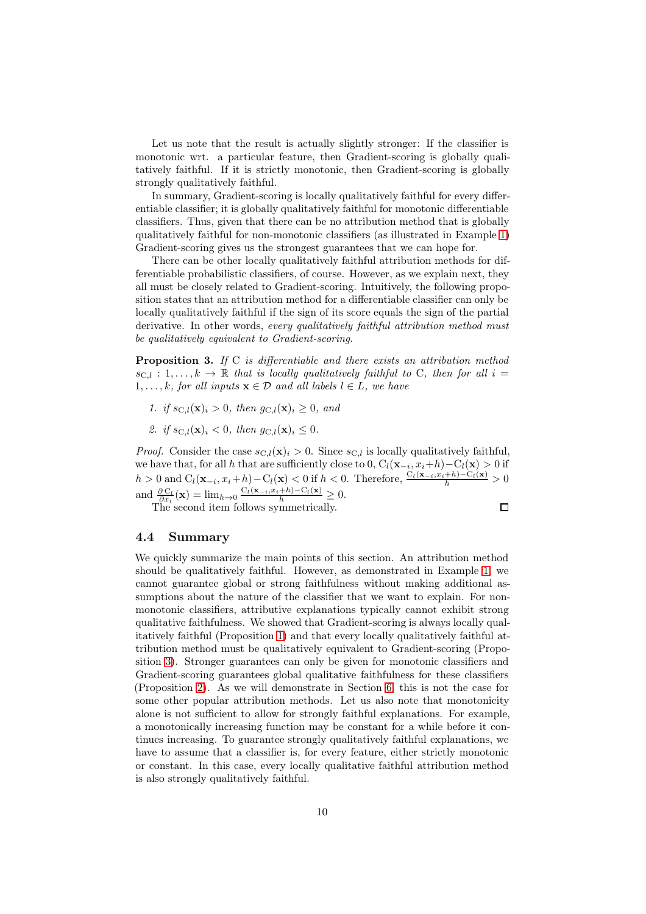Let us note that the result is actually slightly stronger: If the classifier is monotonic wrt. a particular feature, then Gradient-scoring is globally qualitatively faithful. If it is strictly monotonic, then Gradient-scoring is globally strongly qualitatively faithful.

In summary, Gradient-scoring is locally qualitatively faithful for every differentiable classifier; it is globally qualitatively faithful for monotonic differentiable classifiers. Thus, given that there can be no attribution method that is globally qualitatively faithful for non-monotonic classifiers (as illustrated in Example 1) Gradient-scoring gives us the strongest guarantees that we can hope for.

There can be other locally qualitatively faithful attribution methods for differentiable probabilistic classifiers, of course. However, as we explain next, they all must be closely related to Gradient-scoring. Intuitively, the following proposition states that an attribution method for a differentiable classifier can only be locally qualitatively faithful if the sign of its score equals the sign of the partial derivative. In other words, *every qualitatively faithful attribution method must be qualitatively equivalent to Gradient-scoring*.

**Proposition 3.** *If* $\mathrm{C}$ *is differentiable and there exists an attribution method* $s_{\mathrm{C},l} : 1, \ldots, k \to \mathbb{R}$ *that is locally qualitatively faithful to* $\mathrm{C}$*, then for all* $i = 1, \ldots, k$*, for all inputs* $\mathbf{x} \in \mathcal{D}$ *and all labels* $l \in L$*, we have*

1. *if* $s_{\mathrm{C},l}(\mathbf{x})_i > 0$*, then* $g_{\mathrm{C},l}(\mathbf{x})_i \geq 0$*, and*
2. *if* $s_{\mathrm{C},l}(\mathbf{x})_i < 0$*, then* $g_{\mathrm{C},l}(\mathbf{x})_i \leq 0$*.*

*Proof.* Consider the case $s_{\mathrm{C},l}(\mathbf{x})_i > 0$. Since $s_{\mathrm{C},l}$ is locally qualitatively faithful, we have that, for all $h$ that are sufficiently close to 0, $\mathrm{C}_l(\mathbf{x}_{-i}, x_i + h) - \mathrm{C}_l(\mathbf{x}) > 0$ if $h > 0$ and $\mathrm{C}_l(\mathbf{x}_{-i}, x_i + h) - \mathrm{C}_l(\mathbf{x}) < 0$ if $h < 0$. Therefore, $\frac{\mathrm{C}_l(\mathbf{x}_{-i}, x_i+h) - \mathrm{C}_l(\mathbf{x})}{h} > 0$ and $\frac{\partial\, \mathrm{C}_l}{\partial x_i}(\mathbf{x}) = \lim_{h \to 0} \frac{\mathrm{C}_l(\mathbf{x}_{-i}, x_i+h) - \mathrm{C}_l(\mathbf{x})}{h} \geq 0$.

The second item follows symmetrically. □

## 4.4 Summary

We quickly summarize the main points of this section. An attribution method should be qualitatively faithful. However, as demonstrated in Example 1, we cannot guarantee global or strong faithfulness without making additional assumptions about the nature of the classifier that we want to explain. For non-monotonic classifiers, attributive explanations typically cannot exhibit strong qualitative faithfulness. We showed that Gradient-scoring is always locally qualitatively faithful (Proposition 1) and that every locally qualitatively faithful attribution method must be qualitatively equivalent to Gradient-scoring (Proposition 3). Stronger guarantees can only be given for monotonic classifiers and Gradient-scoring guarantees global qualitative faithfulness for these classifiers (Proposition 2). As we will demonstrate in Section 6, this is not the case for some other popular attribution methods. Let us also note that monotonicity alone is not sufficient to allow for strongly faithful explanations. For example, a monotonically increasing function may be constant for a while before it continues increasing. To guarantee strongly qualitatively faithful explanations, we have to assume that a classifier is, for every feature, either strictly monotonic or constant. In this case, every locally qualitative faithful attribution method is also strongly qualitatively faithful.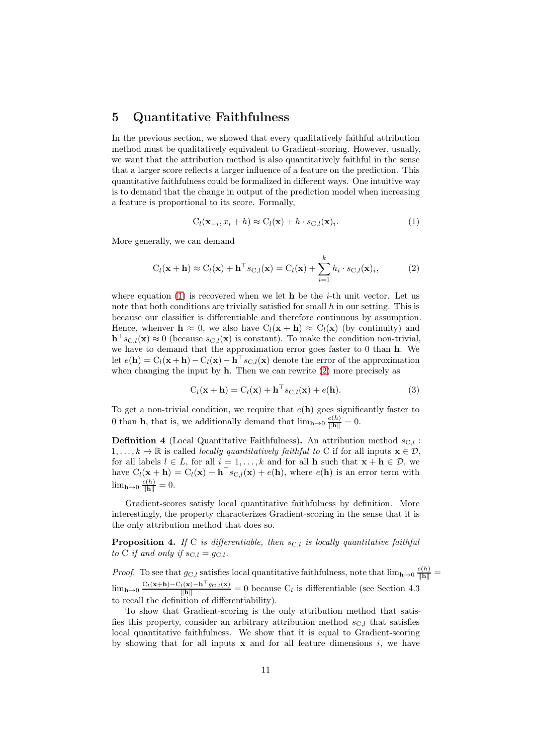## 5 Quantitative Faithfulness

In the previous section, we showed that every qualitatively faithful attribution method must be qualitatively equivalent to Gradient-scoring. However, usually, we want that the attribution method is also quantitatively faithful in the sense that a larger score reflects a larger influence of a feature on the prediction. This quantitative faithfulness could be formalized in different ways. One intuitive way is to demand that the change in output of the prediction model when increasing a feature is proportional to its score. Formally,

$$\mathrm{C}_l(\mathbf{x}_{-i}, x_i + h) \approx \mathrm{C}_l(\mathbf{x}) + h \cdot s_{\mathrm{C},l}(\mathbf{x})_i. \tag{1}$$

More generally, we can demand

$$\mathrm{C}_l(\mathbf{x} + \mathbf{h}) \approx \mathrm{C}_l(\mathbf{x}) + \mathbf{h}^\top s_{\mathrm{C},l}(\mathbf{x}) = \mathrm{C}_l(\mathbf{x}) + \sum_{i=1}^{k} h_i \cdot s_{\mathrm{C},l}(\mathbf{x})_i, \tag{2}$$

where equation (1) is recovered when we let $\mathbf{h}$ be the $i$-th unit vector. Let us note that both conditions are trivially satisfied for small $h$ in our setting. This is because our classifier is differentiable and therefore continuous by assumption. Hence, whenever $\mathbf{h} \approx 0$, we also have $\mathrm{C}_l(\mathbf{x} + \mathbf{h}) \approx \mathrm{C}_l(\mathbf{x})$ (by continuity) and $\mathbf{h}^\top s_{\mathrm{C},l}(\mathbf{x}) \approx 0$ (because $s_{\mathrm{C},l}(\mathbf{x})$ is constant). To make the condition non-trivial, we have to demand that the approximation error goes faster to 0 than $\mathbf{h}$. We let $e(\mathbf{h}) = \mathrm{C}_l(\mathbf{x} + \mathbf{h}) - \mathrm{C}_l(\mathbf{x}) - \mathbf{h}^\top s_{\mathrm{C},l}(\mathbf{x})$ denote the error of the approximation when changing the input by $\mathbf{h}$. Then we can rewrite (2) more precisely as

$$\mathrm{C}_l(\mathbf{x} + \mathbf{h}) = \mathrm{C}_l(\mathbf{x}) + \mathbf{h}^\top s_{\mathrm{C},l}(\mathbf{x}) + e(\mathbf{h}). \tag{3}$$

To get a non-trivial condition, we require that $e(\mathbf{h})$ goes significantly faster to 0 than $\mathbf{h}$, that is, we additionally demand that $\lim_{\mathbf{h} \to 0} \frac{e(h)}{\|\mathbf{h}\|} = 0$.

**Definition 4** (Local Quantitative Faithfulness)**.** An attribution method $s_{\mathrm{C},l} : 1, \ldots, k \to \mathbb{R}$ is called *locally quantitatively faithful to* C if for all inputs $\mathbf{x} \in \mathcal{D}$, for all labels $l \in L$, for all $i = 1, \ldots, k$ and for all $\mathbf{h}$ such that $\mathbf{x} + \mathbf{h} \in \mathcal{D}$, we have $\mathrm{C}_l(\mathbf{x} + \mathbf{h}) = \mathrm{C}_l(\mathbf{x}) + \mathbf{h}^\top s_{\mathrm{C},l}(\mathbf{x}) + e(\mathbf{h})$, where $e(\mathbf{h})$ is an error term with $\lim_{\mathbf{h} \to 0} \frac{e(h)}{\|\mathbf{h}\|} = 0$.

Gradient-scores satisfy local quantitative faithfulness by definition. More interestingly, the property characterizes Gradient-scoring in the sense that it is the only attribution method that does so.

**Proposition 4.** *If* C *is differentiable, then* $s_{\mathrm{C},l}$ *is locally quantitative faithful to* C *if and only if* $s_{\mathrm{C},l} = g_{\mathrm{C},l}$*.*

*Proof.* To see that $g_{\mathrm{C},l}$ satisfies local quantitative faithfulness, note that $\lim_{\mathbf{h} \to 0} \frac{e(h)}{\|\mathbf{h}\|} = \lim_{\mathbf{h} \to 0} \frac{\mathrm{C}_l(\mathbf{x}+\mathbf{h}) - \mathrm{C}_l(\mathbf{x}) - \mathbf{h}^\top g_{\mathrm{C},l}(\mathbf{x})}{\|\mathbf{h}\|} = 0$ because $\mathrm{C}_l$ is differentiable (see Section 4.3 to recall the definition of differentiability).

To show that Gradient-scoring is the only attribution method that satisfies this property, consider an arbitrary attribution method $s_{\mathrm{C},l}$ that satisfies local quantitative faithfulness. We show that it is equal to Gradient-scoring by showing that for all inputs $\mathbf{x}$ and for all feature dimensions $i$, we have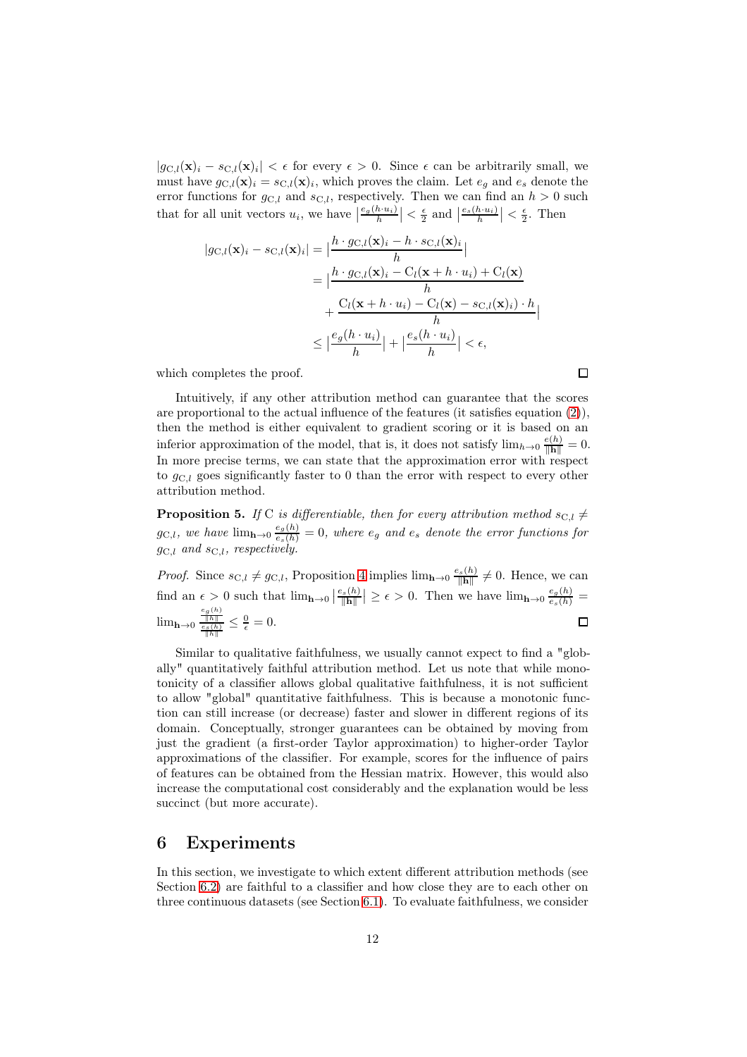$|g_{C,l}(\mathbf{x})_i - s_{C,l}(\mathbf{x})_i| < \epsilon$ for every $\epsilon > 0$. Since $\epsilon$ can be arbitrarily small, we must have $g_{C,l}(\mathbf{x})_i = s_{C,l}(\mathbf{x})_i$, which proves the claim. Let $e_g$ and $e_s$ denote the error functions for $g_{C,l}$ and $s_{C,l}$, respectively. Then we can find an $h > 0$ such that for all unit vectors $u_i$, we have $\left|\frac{e_g(h \cdot u_i)}{h}\right| < \frac{\epsilon}{2}$ and $\left|\frac{e_s(h \cdot u_i)}{h}\right| < \frac{\epsilon}{2}$. Then

$$
\begin{aligned}
|g_{C,l}(\mathbf{x})_i - s_{C,l}(\mathbf{x})_i| &= \left|\frac{h \cdot g_{C,l}(\mathbf{x})_i - h \cdot s_{C,l}(\mathbf{x})_i}{h}\right| \\
&= \left|\frac{h \cdot g_{C,l}(\mathbf{x})_i - C_l(\mathbf{x} + h \cdot u_i) + C_l(\mathbf{x})}{h}\right. \\
&\quad \left. + \frac{C_l(\mathbf{x} + h \cdot u_i) - C_l(\mathbf{x}) - s_{C,l}(\mathbf{x})_i) \cdot h}{h}\right| \\
&\leq \left|\frac{e_g(h \cdot u_i)}{h}\right| + \left|\frac{e_s(h \cdot u_i)}{h}\right| < \epsilon,
\end{aligned}
$$

which completes the proof. □

Intuitively, if any other attribution method can guarantee that the scores are proportional to the actual influence of the features (it satisfies equation (2)), then the method is either equivalent to gradient scoring or it is based on an inferior approximation of the model, that is, it does not satisfy $\lim_{h \to 0} \frac{e(h)}{\|\mathbf{h}\|} = 0$. In more precise terms, we can state that the approximation error with respect to $g_{C,l}$ goes significantly faster to 0 than the error with respect to every other attribution method.

**Proposition 5.** *If C is differentiable, then for every attribution method $s_{C,l} \neq g_{C,l}$, we have $\lim_{\mathbf{h} \to 0} \frac{e_g(h)}{e_s(h)} = 0$, where $e_g$ and $e_s$ denote the error functions for $g_{C,l}$ and $s_{C,l}$, respectively.*

*Proof.* Since $s_{C,l} \neq g_{C,l}$, Proposition 4 implies $\lim_{\mathbf{h} \to 0} \frac{e_s(h)}{\|\mathbf{h}\|} \neq 0$. Hence, we can find an $\epsilon > 0$ such that $\lim_{\mathbf{h} \to 0} \left|\frac{e_s(h)}{\|\mathbf{h}\|}\right| \geq \epsilon > 0$. Then we have $\lim_{\mathbf{h} \to 0} \frac{e_g(h)}{e_s(h)} = \lim_{\mathbf{h} \to 0} \frac{\frac{e_g(h)}{\|h\|}}{\frac{e_s(h)}{\|h\|}} \leq \frac{0}{\epsilon} = 0$. □

Similar to qualitative faithfulness, we usually cannot expect to find a "globally" quantitatively faithful attribution method. Let us note that while monotonicity of a classifier allows global qualitative faithfulness, it is not sufficient to allow "global" quantitative faithfulness. This is because a monotonic function can still increase (or decrease) faster and slower in different regions of its domain. Conceptually, stronger guarantees can be obtained by moving from just the gradient (a first-order Taylor approximation) to higher-order Taylor approximations of the classifier. For example, scores for the influence of pairs of features can be obtained from the Hessian matrix. However, this would also increase the computational cost considerably and the explanation would be less succinct (but more accurate).

# 6 Experiments

In this section, we investigate to which extent different attribution methods (see Section 6.2) are faithful to a classifier and how close they are to each other on three continuous datasets (see Section 6.1). To evaluate faithfulness, we consider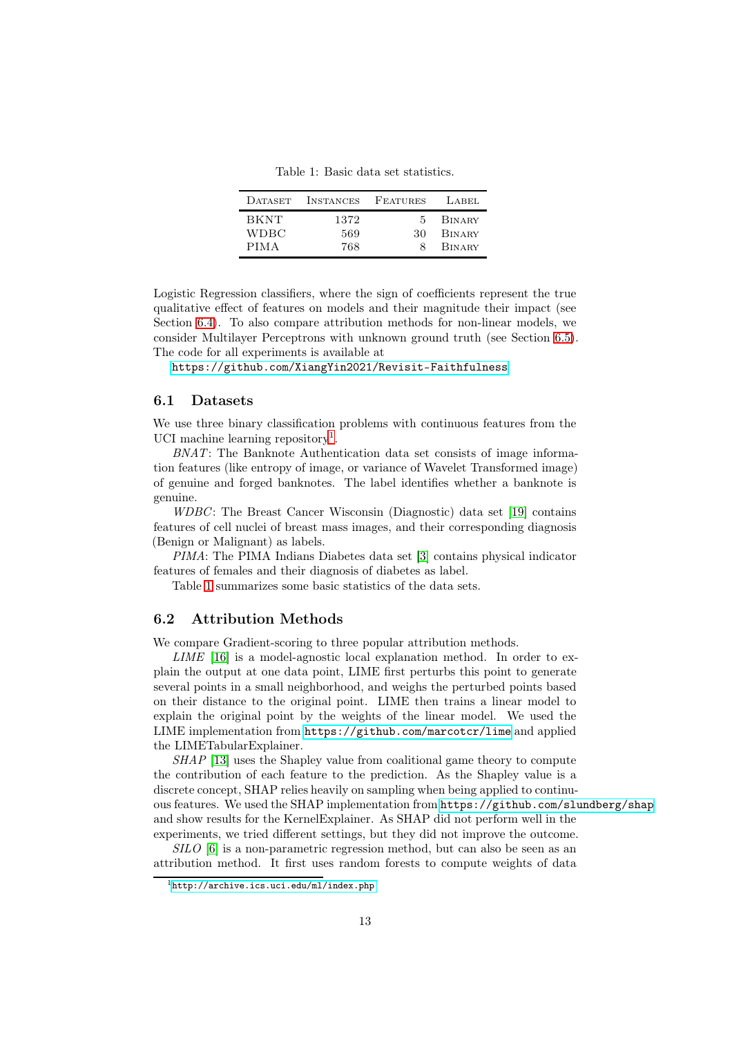Table 1: Basic data set statistics.

| Dataset | Instances | Features | Label |
|---|---|---|---|
| BKNT | 1372 | 5 | Binary |
| WDBC | 569 | 30 | Binary |
| PIMA | 768 | 8 | Binary |

Logistic Regression classifiers, where the sign of coefficients represent the true qualitative effect of features on models and their magnitude their impact (see Section 6.4). To also compare attribution methods for non-linear models, we consider Multilayer Perceptrons with unknown ground truth (see Section 6.5). The code for all experiments is available at

https://github.com/XiangYin2021/Revisit-Faithfulness

## 6.1 Datasets

We use three binary classification problems with continuous features from the UCI machine learning repository[1].

*BNAT*: The Banknote Authentication data set consists of image information features (like entropy of image, or variance of Wavelet Transformed image) of genuine and forged banknotes. The label identifies whether a banknote is genuine.

*WDBC*: The Breast Cancer Wisconsin (Diagnostic) data set [19] contains features of cell nuclei of breast mass images, and their corresponding diagnosis (Benign or Malignant) as labels.

*PIMA*: The PIMA Indians Diabetes data set [3] contains physical indicator features of females and their diagnosis of diabetes as label.

Table 1 summarizes some basic statistics of the data sets.

## 6.2 Attribution Methods

We compare Gradient-scoring to three popular attribution methods.

*LIME* [16] is a model-agnostic local explanation method. In order to explain the output at one data point, LIME first perturbs this point to generate several points in a small neighborhood, and weighs the perturbed points based on their distance to the original point. LIME then trains a linear model to explain the original point by the weights of the linear model. We used the LIME implementation from https://github.com/marcotcr/lime and applied the LIMETabularExplainer.

*SHAP* [13] uses the Shapley value from coalitional game theory to compute the contribution of each feature to the prediction. As the Shapley value is a discrete concept, SHAP relies heavily on sampling when being applied to continuous features. We used the SHAP implementation from https://github.com/slundberg/shap and show results for the KernelExplainer. As SHAP did not perform well in the experiments, we tried different settings, but they did not improve the outcome.

*SILO* [6] is a non-parametric regression method, but can also be seen as an attribution method. It first uses random forests to compute weights of data

[1] http://archive.ics.uci.edu/ml/index.php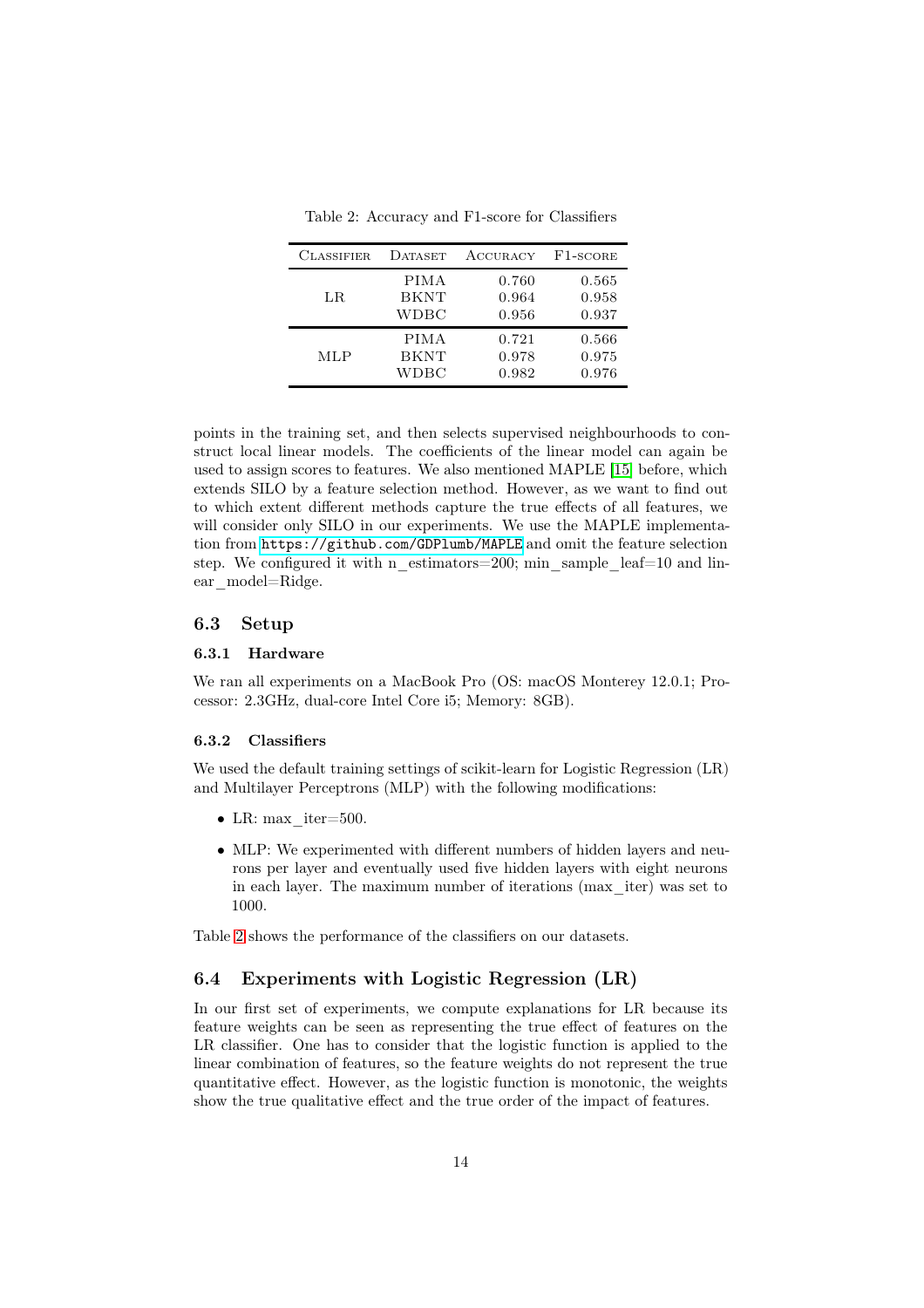Table 2: Accuracy and F1-score for Classifiers

| Classifier | Dataset | Accuracy | F1-score |
|---|---|---|---|
| LR | PIMA | 0.760 | 0.565 |
| | BKNT | 0.964 | 0.958 |
| | WDBC | 0.956 | 0.937 |
| MLP | PIMA | 0.721 | 0.566 |
| | BKNT | 0.978 | 0.975 |
| | WDBC | 0.982 | 0.976 |

points in the training set, and then selects supervised neighbourhoods to construct local linear models. The coefficients of the linear model can again be used to assign scores to features. We also mentioned MAPLE [15] before, which extends SILO by a feature selection method. However, as we want to find out to which extent different methods capture the true effects of all features, we will consider only SILO in our experiments. We use the MAPLE implementation from `https://github.com/GDPlumb/MAPLE` and omit the feature selection step. We configured it with n_estimators=200; min_sample_leaf=10 and linear_model=Ridge.

## 6.3 Setup

### 6.3.1 Hardware

We ran all experiments on a MacBook Pro (OS: macOS Monterey 12.0.1; Processor: 2.3GHz, dual-core Intel Core i5; Memory: 8GB).

### 6.3.2 Classifiers

We used the default training settings of scikit-learn for Logistic Regression (LR) and Multilayer Perceptrons (MLP) with the following modifications:

- LR: max_iter=500.
- MLP: We experimented with different numbers of hidden layers and neurons per layer and eventually used five hidden layers with eight neurons in each layer. The maximum number of iterations (max_iter) was set to 1000.

Table 2 shows the performance of the classifiers on our datasets.

## 6.4 Experiments with Logistic Regression (LR)

In our first set of experiments, we compute explanations for LR because its feature weights can be seen as representing the true effect of features on the LR classifier. One has to consider that the logistic function is applied to the linear combination of features, so the feature weights do not represent the true quantitative effect. However, as the logistic function is monotonic, the weights show the true qualitative effect and the true order of the impact of features.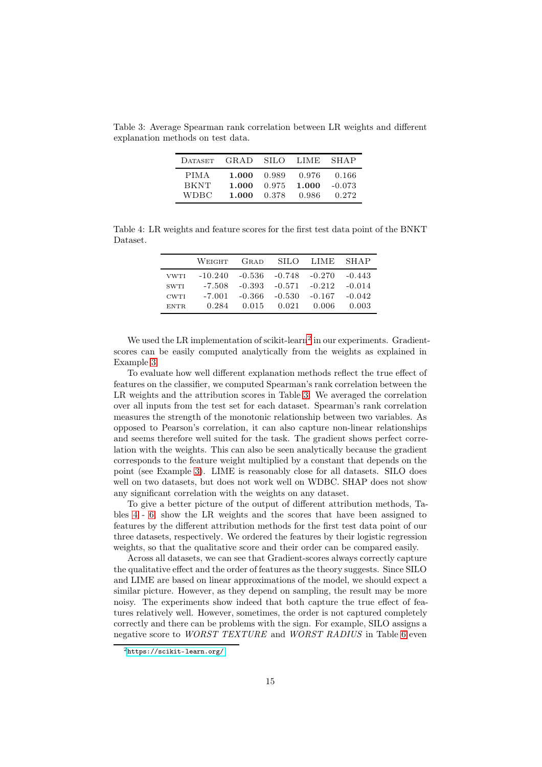Table 3: Average Spearman rank correlation between LR weights and different explanation methods on test data.

| Dataset | GRAD | SILO | LIME | SHAP |
|---|---|---|---|---|
| PIMA | **1.000** | 0.989 | 0.976 | 0.166 |
| BKNT | **1.000** | 0.975 | **1.000** | -0.073 |
| WDBC | **1.000** | 0.378 | 0.986 | 0.272 |

Table 4: LR weights and feature scores for the first test data point of the BNKT Dataset.

| | Weight | Grad | SILO | LIME | SHAP |
|---|---|---|---|---|---|
| vwti | -10.240 | -0.536 | -0.748 | -0.270 | -0.443 |
| swti | -7.508 | -0.393 | -0.571 | -0.212 | -0.014 |
| cwti | -7.001 | -0.366 | -0.530 | -0.167 | -0.042 |
| entr | 0.284 | 0.015 | 0.021 | 0.006 | 0.003 |

We used the LR implementation of scikit-learn[2] in our experiments. Gradient-scores can be easily computed analytically from the weights as explained in Example 3.

To evaluate how well different explanation methods reflect the true effect of features on the classifier, we computed Spearman's rank correlation between the LR weights and the attribution scores in Table 3. We averaged the correlation over all inputs from the test set for each dataset. Spearman's rank correlation measures the strength of the monotonic relationship between two variables. As opposed to Pearson's correlation, it can also capture non-linear relationships and seems therefore well suited for the task. The gradient shows perfect correlation with the weights. This can also be seen analytically because the gradient corresponds to the feature weight multiplied by a constant that depends on the point (see Example 3). LIME is reasonably close for all datasets. SILO does well on two datasets, but does not work well on WDBC. SHAP does not show any significant correlation with the weights on any dataset.

To give a better picture of the output of different attribution methods, Tables 4 - 6 show the LR weights and the scores that have been assigned to features by the different attribution methods for the first test data point of our three datasets, respectively. We ordered the features by their logistic regression weights, so that the qualitative score and their order can be compared easily.

Across all datasets, we can see that Gradient-scores always correctly capture the qualitative effect and the order of features as the theory suggests. Since SILO and LIME are based on linear approximations of the model, we should expect a similar picture. However, as they depend on sampling, the result may be more noisy. The experiments show indeed that both capture the true effect of features relatively well. However, sometimes, the order is not captured completely correctly and there can be problems with the sign. For example, SILO assigns a negative score to *WORST TEXTURE* and *WORST RADIUS* in Table 6 even

[2] https://scikit-learn.org/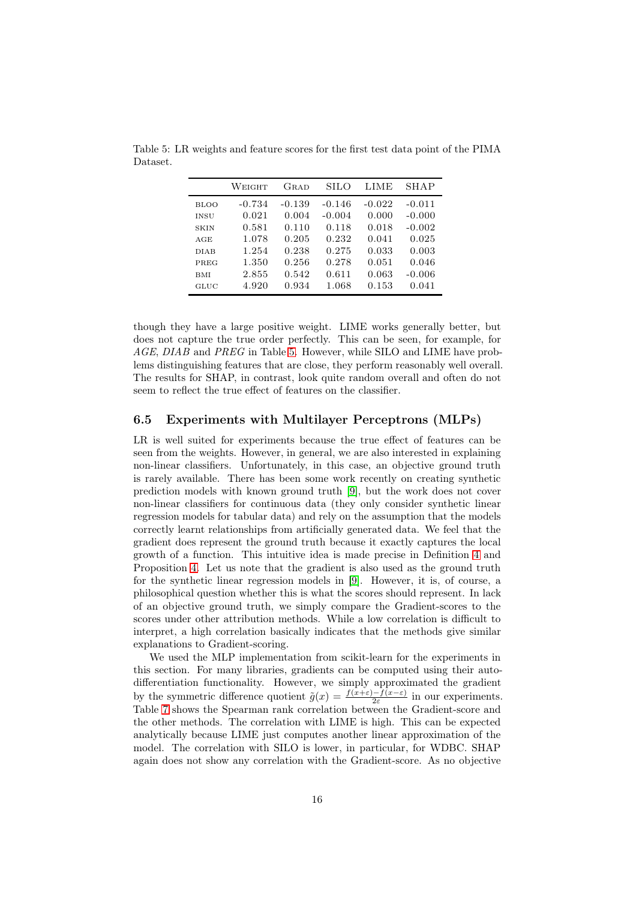Table 5: LR weights and feature scores for the first test data point of the PIMA Dataset.

| | Weight | Grad | SILO | LIME | SHAP |
|---|---|---|---|---|---|
| BLOO | -0.734 | -0.139 | -0.146 | -0.022 | -0.011 |
| INSU | 0.021 | 0.004 | -0.004 | 0.000 | -0.000 |
| SKIN | 0.581 | 0.110 | 0.118 | 0.018 | -0.002 |
| AGE | 1.078 | 0.205 | 0.232 | 0.041 | 0.025 |
| DIAB | 1.254 | 0.238 | 0.275 | 0.033 | 0.003 |
| PREG | 1.350 | 0.256 | 0.278 | 0.051 | 0.046 |
| BMI | 2.855 | 0.542 | 0.611 | 0.063 | -0.006 |
| GLUC | 4.920 | 0.934 | 1.068 | 0.153 | 0.041 |

though they have a large positive weight. LIME works generally better, but does not capture the true order perfectly. This can be seen, for example, for *AGE*, *DIAB* and *PREG* in Table 5. However, while SILO and LIME have problems distinguishing features that are close, they perform reasonably well overall. The results for SHAP, in contrast, look quite random overall and often do not seem to reflect the true effect of features on the classifier.

### 6.5 Experiments with Multilayer Perceptrons (MLPs)

LR is well suited for experiments because the true effect of features can be seen from the weights. However, in general, we are also interested in explaining non-linear classifiers. Unfortunately, in this case, an objective ground truth is rarely available. There has been some work recently on creating synthetic prediction models with known ground truth [9], but the work does not cover non-linear classifiers for continuous data (they only consider synthetic linear regression models for tabular data) and rely on the assumption that the models correctly learnt relationships from artificially generated data. We feel that the gradient does represent the ground truth because it exactly captures the local growth of a function. This intuitive idea is made precise in Definition 4 and Proposition 4. Let us note that the gradient is also used as the ground truth for the synthetic linear regression models in [9]. However, it is, of course, a philosophical question whether this is what the scores should represent. In lack of an objective ground truth, we simply compare the Gradient-scores to the scores under other attribution methods. While a low correlation is difficult to interpret, a high correlation basically indicates that the methods give similar explanations to Gradient-scoring.

We used the MLP implementation from scikit-learn for the experiments in this section. For many libraries, gradients can be computed using their auto-differentiation functionality. However, we simply approximated the gradient by the symmetric difference quotient $\tilde{g}(x) = \frac{f(x+\epsilon)-f(x-\epsilon)}{2\epsilon}$ in our experiments. Table 7 shows the Spearman rank correlation between the Gradient-score and the other methods. The correlation with LIME is high. This can be expected analytically because LIME just computes another linear approximation of the model. The correlation with SILO is lower, in particular, for WDBC. SHAP again does not show any correlation with the Gradient-score. As no objective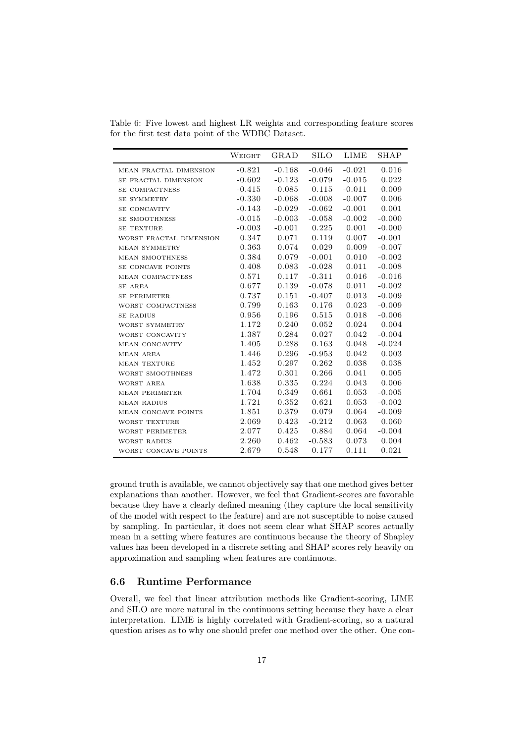Table 6: Five lowest and highest LR weights and corresponding feature scores for the first test data point of the WDBC Dataset.

| | Weight | GRAD | SILO | LIME | SHAP |
|---|---|---|---|---|---|
| mean fractal dimension | -0.821 | -0.168 | -0.046 | -0.021 | 0.016 |
| se fractal dimension | -0.602 | -0.123 | -0.079 | -0.015 | 0.022 |
| se compactness | -0.415 | -0.085 | 0.115 | -0.011 | 0.009 |
| se symmetry | -0.330 | -0.068 | -0.008 | -0.007 | 0.006 |
| se concavity | -0.143 | -0.029 | -0.062 | -0.001 | 0.001 |
| se smoothness | -0.015 | -0.003 | -0.058 | -0.002 | -0.000 |
| se texture | -0.003 | -0.001 | 0.225 | 0.001 | -0.000 |
| worst fractal dimension | 0.347 | 0.071 | 0.119 | 0.007 | -0.001 |
| mean symmetry | 0.363 | 0.074 | 0.029 | 0.009 | -0.007 |
| mean smoothness | 0.384 | 0.079 | -0.001 | 0.010 | -0.002 |
| se concave points | 0.408 | 0.083 | -0.028 | 0.011 | -0.008 |
| mean compactness | 0.571 | 0.117 | -0.311 | 0.016 | -0.016 |
| se area | 0.677 | 0.139 | -0.078 | 0.011 | -0.002 |
| se perimeter | 0.737 | 0.151 | -0.407 | 0.013 | -0.009 |
| worst compactness | 0.799 | 0.163 | 0.176 | 0.023 | -0.009 |
| se radius | 0.956 | 0.196 | 0.515 | 0.018 | -0.006 |
| worst symmetry | 1.172 | 0.240 | 0.052 | 0.024 | 0.004 |
| worst concavity | 1.387 | 0.284 | 0.027 | 0.042 | -0.004 |
| mean concavity | 1.405 | 0.288 | 0.163 | 0.048 | -0.024 |
| mean area | 1.446 | 0.296 | -0.953 | 0.042 | 0.003 |
| mean texture | 1.452 | 0.297 | 0.262 | 0.038 | 0.038 |
| worst smoothness | 1.472 | 0.301 | 0.266 | 0.041 | 0.005 |
| worst area | 1.638 | 0.335 | 0.224 | 0.043 | 0.006 |
| mean perimeter | 1.704 | 0.349 | 0.661 | 0.053 | -0.005 |
| mean radius | 1.721 | 0.352 | 0.621 | 0.053 | -0.002 |
| mean concave points | 1.851 | 0.379 | 0.079 | 0.064 | -0.009 |
| worst texture | 2.069 | 0.423 | -0.212 | 0.063 | 0.060 |
| worst perimeter | 2.077 | 0.425 | 0.884 | 0.064 | -0.004 |
| worst radius | 2.260 | 0.462 | -0.583 | 0.073 | 0.004 |
| worst concave points | 2.679 | 0.548 | 0.177 | 0.111 | 0.021 |

ground truth is available, we cannot objectively say that one method gives better explanations than another. However, we feel that Gradient-scores are favorable because they have a clearly defined meaning (they capture the local sensitivity of the model with respect to the feature) and are not susceptible to noise caused by sampling. In particular, it does not seem clear what SHAP scores actually mean in a setting where features are continuous because the theory of Shapley values has been developed in a discrete setting and SHAP scores rely heavily on approximation and sampling when features are continuous.

### 6.6 Runtime Performance

Overall, we feel that linear attribution methods like Gradient-scoring, LIME and SILO are more natural in the continuous setting because they have a clear interpretation. LIME is highly correlated with Gradient-scoring, so a natural question arises as to why one should prefer one method over the other. One con-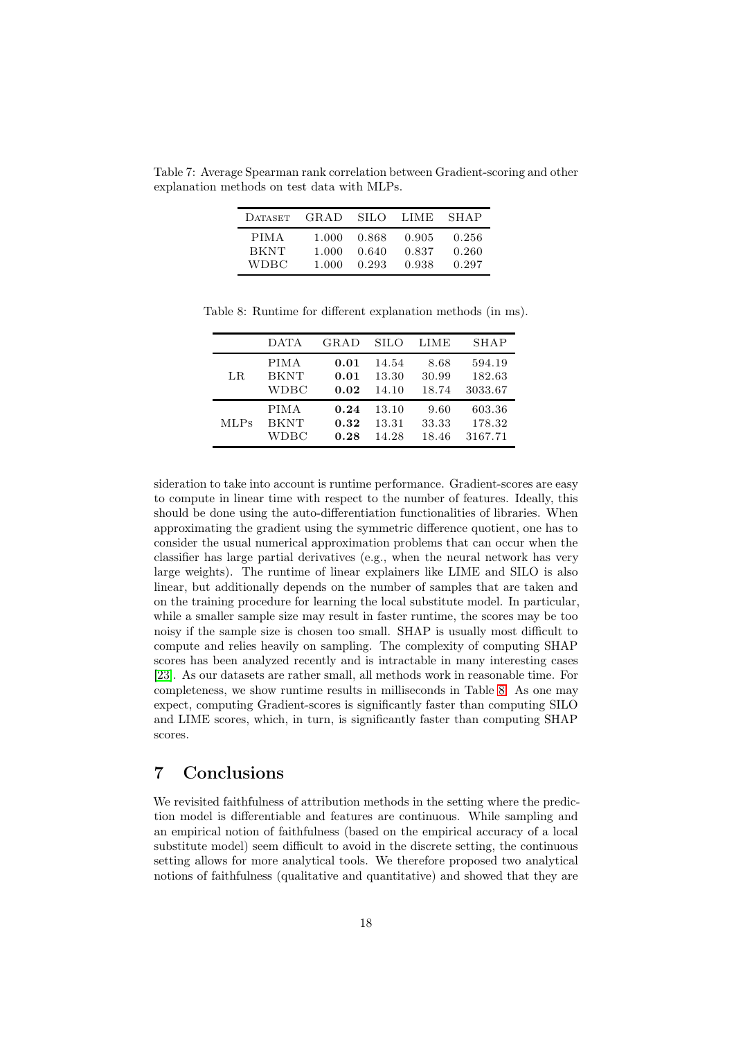Table 7: Average Spearman rank correlation between Gradient-scoring and other explanation methods on test data with MLPs.

| Dataset | GRAD | SILO | LIME | SHAP |
|---|---|---|---|---|
| PIMA | 1.000 | 0.868 | 0.905 | 0.256 |
| BKNT | 1.000 | 0.640 | 0.837 | 0.260 |
| WDBC | 1.000 | 0.293 | 0.938 | 0.297 |

Table 8: Runtime for different explanation methods (in ms).

| | DATA | GRAD | SILO | LIME | SHAP |
|---|---|---|---|---|---|
| LR | PIMA | **0.01** | 14.54 | 8.68 | 594.19 |
| | BKNT | **0.01** | 13.30 | 30.99 | 182.63 |
| | WDBC | **0.02** | 14.10 | 18.74 | 3033.67 |
| MLPs | PIMA | **0.24** | 13.10 | 9.60 | 603.36 |
| | BKNT | **0.32** | 13.31 | 33.33 | 178.32 |
| | WDBC | **0.28** | 14.28 | 18.46 | 3167.71 |

sideration to take into account is runtime performance. Gradient-scores are easy to compute in linear time with respect to the number of features. Ideally, this should be done using the auto-differentiation functionalities of libraries. When approximating the gradient using the symmetric difference quotient, one has to consider the usual numerical approximation problems that can occur when the classifier has large partial derivatives (e.g., when the neural network has very large weights). The runtime of linear explainers like LIME and SILO is also linear, but additionally depends on the number of samples that are taken and on the training procedure for learning the local substitute model. In particular, while a smaller sample size may result in faster runtime, the scores may be too noisy if the sample size is chosen too small. SHAP is usually most difficult to compute and relies heavily on sampling. The complexity of computing SHAP scores has been analyzed recently and is intractable in many interesting cases [23]. As our datasets are rather small, all methods work in reasonable time. For completeness, we show runtime results in milliseconds in Table 8. As one may expect, computing Gradient-scores is significantly faster than computing SILO and LIME scores, which, in turn, is significantly faster than computing SHAP scores.

## 7 Conclusions

We revisited faithfulness of attribution methods in the setting where the prediction model is differentiable and features are continuous. While sampling and an empirical notion of faithfulness (based on the empirical accuracy of a local substitute model) seem difficult to avoid in the discrete setting, the continuous setting allows for more analytical tools. We therefore proposed two analytical notions of faithfulness (qualitative and quantitative) and showed that they are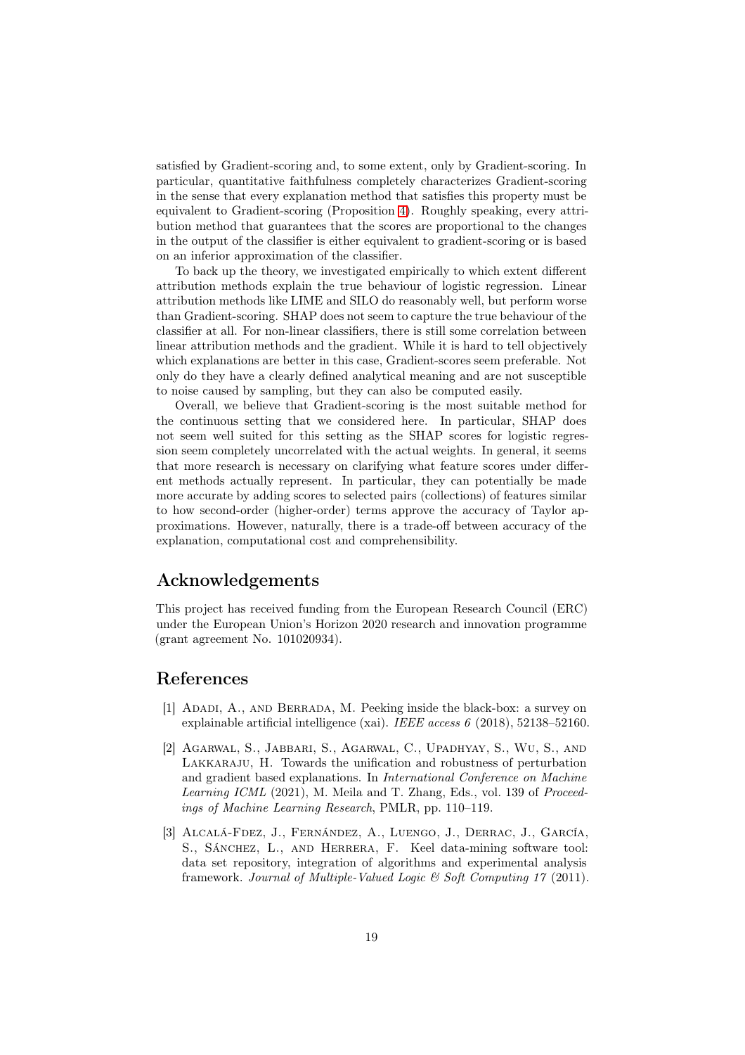satisfied by Gradient-scoring and, to some extent, only by Gradient-scoring. In particular, quantitative faithfulness completely characterizes Gradient-scoring in the sense that every explanation method that satisfies this property must be equivalent to Gradient-scoring (Proposition 4). Roughly speaking, every attribution method that guarantees that the scores are proportional to the changes in the output of the classifier is either equivalent to gradient-scoring or is based on an inferior approximation of the classifier.

To back up the theory, we investigated empirically to which extent different attribution methods explain the true behaviour of logistic regression. Linear attribution methods like LIME and SILO do reasonably well, but perform worse than Gradient-scoring. SHAP does not seem to capture the true behaviour of the classifier at all. For non-linear classifiers, there is still some correlation between linear attribution methods and the gradient. While it is hard to tell objectively which explanations are better in this case, Gradient-scores seem preferable. Not only do they have a clearly defined analytical meaning and are not susceptible to noise caused by sampling, but they can also be computed easily.

Overall, we believe that Gradient-scoring is the most suitable method for the continuous setting that we considered here. In particular, SHAP does not seem well suited for this setting as the SHAP scores for logistic regression seem completely uncorrelated with the actual weights. In general, it seems that more research is necessary on clarifying what feature scores under different methods actually represent. In particular, they can potentially be made more accurate by adding scores to selected pairs (collections) of features similar to how second-order (higher-order) terms approve the accuracy of Taylor approximations. However, naturally, there is a trade-off between accuracy of the explanation, computational cost and comprehensibility.

## Acknowledgements

This project has received funding from the European Research Council (ERC) under the European Union's Horizon 2020 research and innovation programme (grant agreement No. 101020934).

## References

[1] Adadi, A., and Berrada, M. Peeking inside the black-box: a survey on explainable artificial intelligence (xai). *IEEE access 6* (2018), 52138–52160.

[2] Agarwal, S., Jabbari, S., Agarwal, C., Upadhyay, S., Wu, S., and Lakkaraju, H. Towards the unification and robustness of perturbation and gradient based explanations. In *International Conference on Machine Learning ICML* (2021), M. Meila and T. Zhang, Eds., vol. 139 of *Proceedings of Machine Learning Research*, PMLR, pp. 110–119.

[3] Alcalá-Fdez, J., Fernández, A., Luengo, J., Derrac, J., García, S., Sánchez, L., and Herrera, F. Keel data-mining software tool: data set repository, integration of algorithms and experimental analysis framework. *Journal of Multiple-Valued Logic & Soft Computing 17* (2011).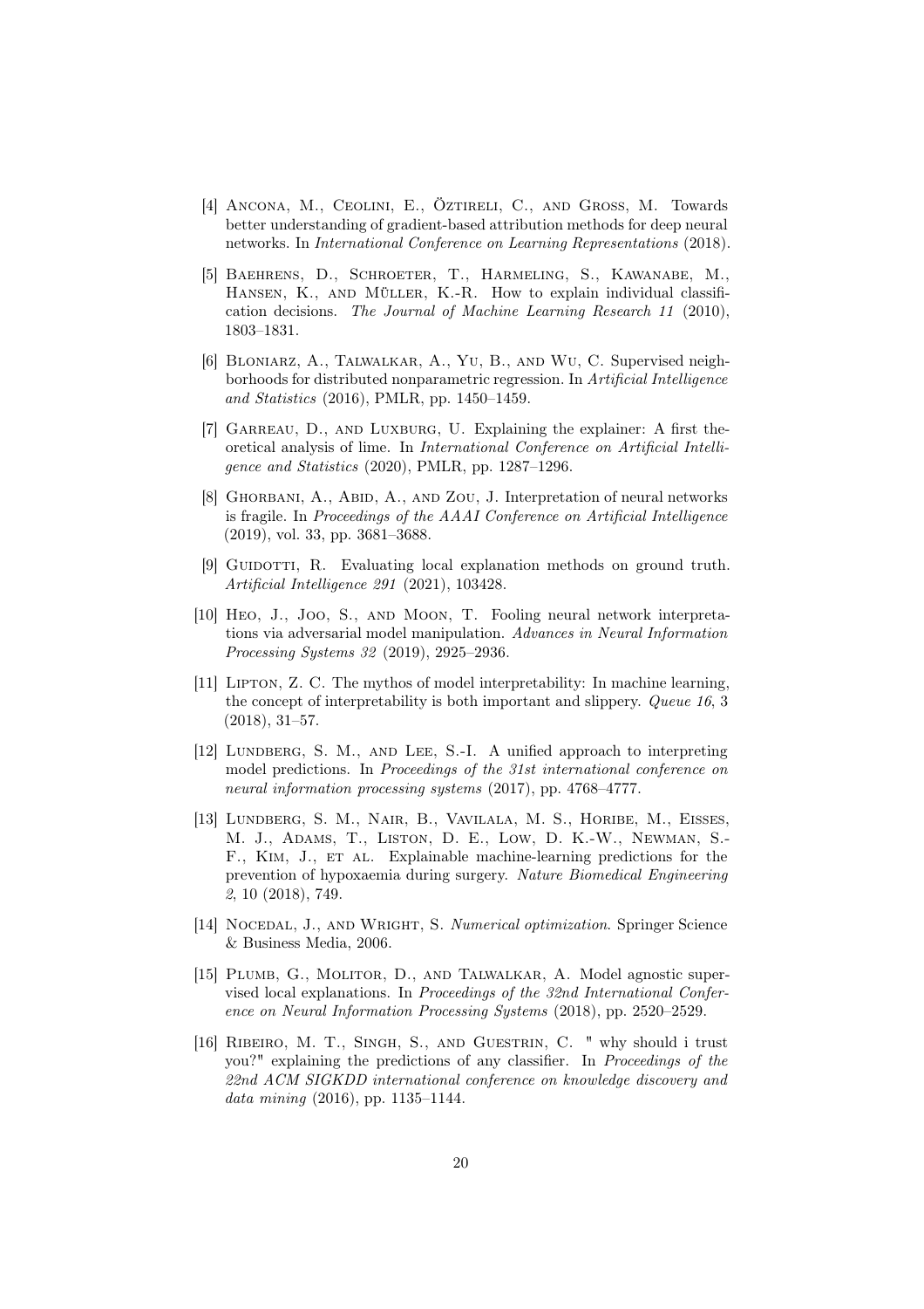[4] Ancona, M., Ceolini, E., Öztireli, C., and Gross, M. Towards better understanding of gradient-based attribution methods for deep neural networks. In *International Conference on Learning Representations* (2018).

[5] Baehrens, D., Schroeter, T., Harmeling, S., Kawanabe, M., Hansen, K., and Müller, K.-R. How to explain individual classification decisions. *The Journal of Machine Learning Research 11* (2010), 1803–1831.

[6] Bloniarz, A., Talwalkar, A., Yu, B., and Wu, C. Supervised neighborhoods for distributed nonparametric regression. In *Artificial Intelligence and Statistics* (2016), PMLR, pp. 1450–1459.

[7] Garreau, D., and Luxburg, U. Explaining the explainer: A first theoretical analysis of lime. In *International Conference on Artificial Intelligence and Statistics* (2020), PMLR, pp. 1287–1296.

[8] Ghorbani, A., Abid, A., and Zou, J. Interpretation of neural networks is fragile. In *Proceedings of the AAAI Conference on Artificial Intelligence* (2019), vol. 33, pp. 3681–3688.

[9] Guidotti, R. Evaluating local explanation methods on ground truth. *Artificial Intelligence 291* (2021), 103428.

[10] Heo, J., Joo, S., and Moon, T. Fooling neural network interpretations via adversarial model manipulation. *Advances in Neural Information Processing Systems 32* (2019), 2925–2936.

[11] Lipton, Z. C. The mythos of model interpretability: In machine learning, the concept of interpretability is both important and slippery. *Queue 16*, 3 (2018), 31–57.

[12] Lundberg, S. M., and Lee, S.-I. A unified approach to interpreting model predictions. In *Proceedings of the 31st international conference on neural information processing systems* (2017), pp. 4768–4777.

[13] Lundberg, S. M., Nair, B., Vavilala, M. S., Horibe, M., Eisses, M. J., Adams, T., Liston, D. E., Low, D. K.-W., Newman, S.-F., Kim, J., et al. Explainable machine-learning predictions for the prevention of hypoxaemia during surgery. *Nature Biomedical Engineering 2*, 10 (2018), 749.

[14] Nocedal, J., and Wright, S. *Numerical optimization*. Springer Science & Business Media, 2006.

[15] Plumb, G., Molitor, D., and Talwalkar, A. Model agnostic supervised local explanations. In *Proceedings of the 32nd International Conference on Neural Information Processing Systems* (2018), pp. 2520–2529.

[16] Ribeiro, M. T., Singh, S., and Guestrin, C. " why should i trust you?" explaining the predictions of any classifier. In *Proceedings of the 22nd ACM SIGKDD international conference on knowledge discovery and data mining* (2016), pp. 1135–1144.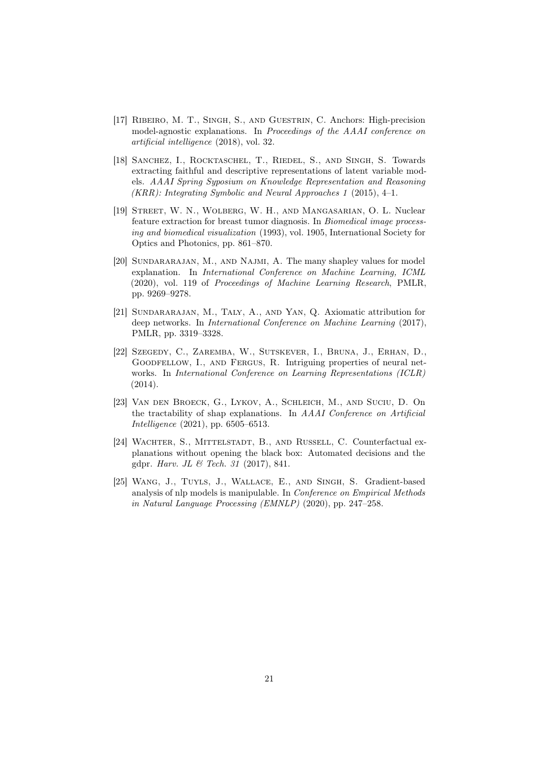[17] Ribeiro, M. T., Singh, S., and Guestrin, C. Anchors: High-precision model-agnostic explanations. In *Proceedings of the AAAI conference on artificial intelligence* (2018), vol. 32.

[18] Sanchez, I., Rocktaschel, T., Riedel, S., and Singh, S. Towards extracting faithful and descriptive representations of latent variable models. *AAAI Spring Syposium on Knowledge Representation and Reasoning (KRR): Integrating Symbolic and Neural Approaches 1* (2015), 4–1.

[19] Street, W. N., Wolberg, W. H., and Mangasarian, O. L. Nuclear feature extraction for breast tumor diagnosis. In *Biomedical image processing and biomedical visualization* (1993), vol. 1905, International Society for Optics and Photonics, pp. 861–870.

[20] Sundararajan, M., and Najmi, A. The many shapley values for model explanation. In *International Conference on Machine Learning, ICML* (2020), vol. 119 of *Proceedings of Machine Learning Research*, PMLR, pp. 9269–9278.

[21] Sundararajan, M., Taly, A., and Yan, Q. Axiomatic attribution for deep networks. In *International Conference on Machine Learning* (2017), PMLR, pp. 3319–3328.

[22] Szegedy, C., Zaremba, W., Sutskever, I., Bruna, J., Erhan, D., Goodfellow, I., and Fergus, R. Intriguing properties of neural networks. In *International Conference on Learning Representations (ICLR)* (2014).

[23] Van den Broeck, G., Lykov, A., Schleich, M., and Suciu, D. On the tractability of shap explanations. In *AAAI Conference on Artificial Intelligence* (2021), pp. 6505–6513.

[24] Wachter, S., Mittelstadt, B., and Russell, C. Counterfactual explanations without opening the black box: Automated decisions and the gdpr. *Harv. JL & Tech. 31* (2017), 841.

[25] Wang, J., Tuyls, J., Wallace, E., and Singh, S. Gradient-based analysis of nlp models is manipulable. In *Conference on Empirical Methods in Natural Language Processing (EMNLP)* (2020), pp. 247–258.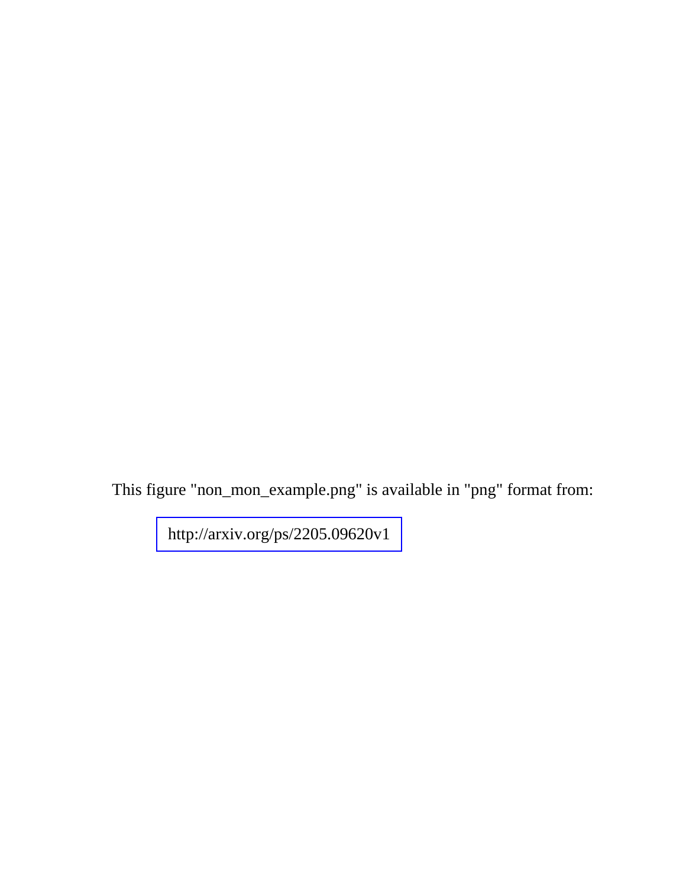This figure "non_mon_example.png" is available in "png" format from:

http://arxiv.org/ps/2205.09620v1